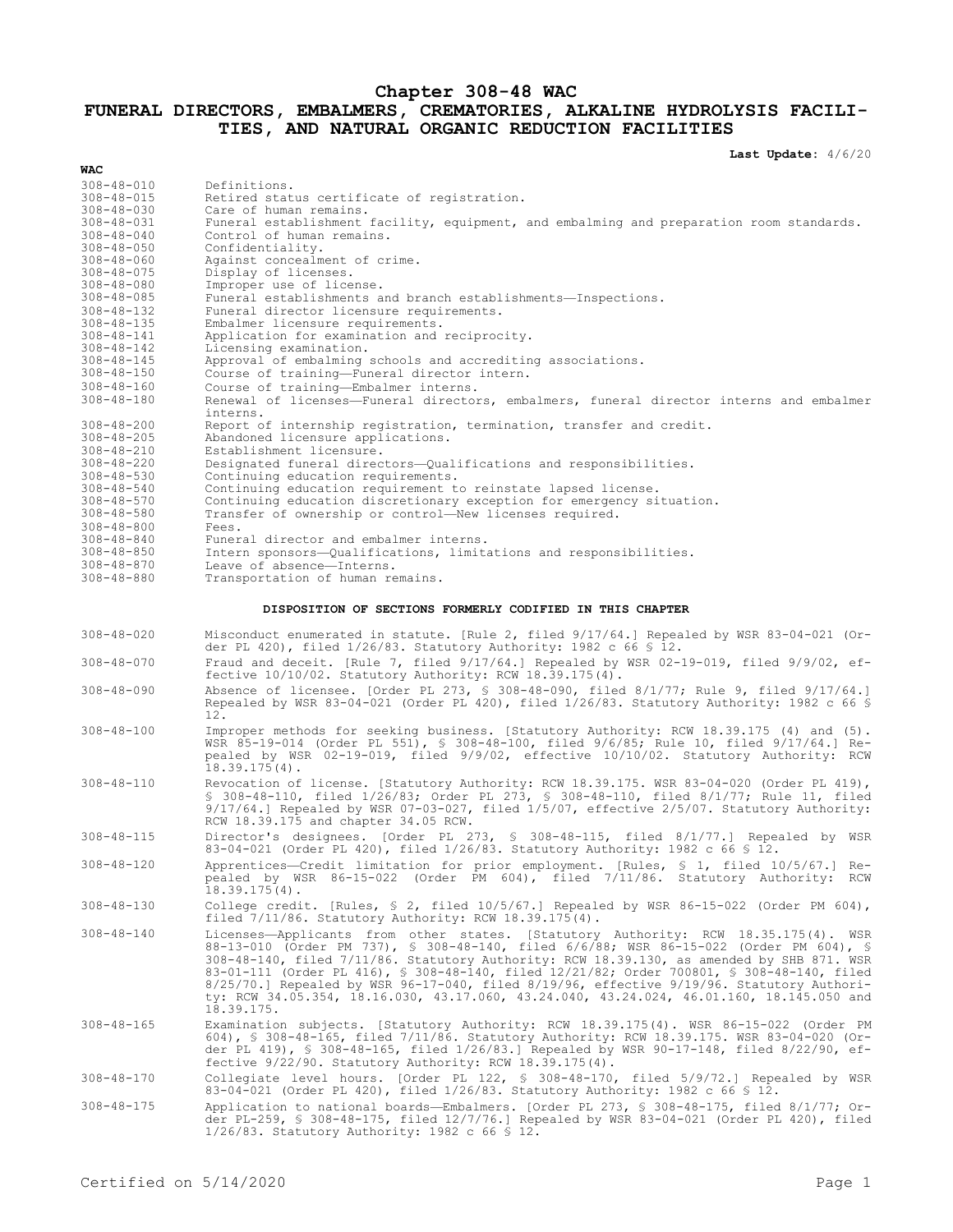# Chapter 308-48 WAC

# FUNERAL DIRECTORS, EMBALMERS, CREMATORIES, ALKALINE HYDROLYSIS FACILITIES, AND NATURAL ORGANIC REDUCTION FACILITIES

**Last Update:** 4/6/20

**WAC**

| | |
|---|---|
| 308-48-010 | Definitions. |
| 308-48-015 | Retired status certificate of registration. |
| 308-48-030 | Care of human remains. |
| 308-48-031 | Funeral establishment facility, equipment, and embalming and preparation room standards. |
| 308-48-040 | Control of human remains. |
| 308-48-050 | Confidentiality. |
| 308-48-060 | Against concealment of crime. |
| 308-48-075 | Display of licenses. |
| 308-48-080 | Improper use of license. |
| 308-48-085 | Funeral establishments and branch establishments—Inspections. |
| 308-48-132 | Funeral director licensure requirements. |
| 308-48-135 | Embalmer licensure requirements. |
| 308-48-141 | Application for examination and reciprocity. |
| 308-48-142 | Licensing examination. |
| 308-48-145 | Approval of embalming schools and accrediting associations. |
| 308-48-150 | Course of training—Funeral director intern. |
| 308-48-160 | Course of training—Embalmer interns. |
| 308-48-180 | Renewal of licenses—Funeral directors, embalmers, funeral director interns and embalmer interns. |
| 308-48-200 | Report of internship registration, termination, transfer and credit. |
| 308-48-205 | Abandoned licensure applications. |
| 308-48-210 | Establishment licensure. |
| 308-48-220 | Designated funeral directors—Qualifications and responsibilities. |
| 308-48-530 | Continuing education requirements. |
| 308-48-540 | Continuing education requirement to reinstate lapsed license. |
| 308-48-570 | Continuing education discretionary exception for emergency situation. |
| 308-48-580 | Transfer of ownership or control—New licenses required. |
| 308-48-800 | Fees. |
| 308-48-840 | Funeral director and embalmer interns. |
| 308-48-850 | Intern sponsors—Qualifications, limitations and responsibilities. |
| 308-48-870 | Leave of absence—Interns. |
| 308-48-880 | Transportation of human remains. |

**DISPOSITION OF SECTIONS FORMERLY CODIFIED IN THIS CHAPTER**

| | |
|---|---|
| 308-48-020 | Misconduct enumerated in statute. [Rule 2, filed 9/17/64.] Repealed by WSR 83-04-021 (Order PL 420), filed 1/26/83. Statutory Authority: 1982 c 66 § 12. |
| 308-48-070 | Fraud and deceit. [Rule 7, filed 9/17/64.] Repealed by WSR 02-19-019, filed 9/9/02, effective 10/10/02. Statutory Authority: RCW 18.39.175(4). |
| 308-48-090 | Absence of licensee. [Order PL 273, § 308-48-090, filed 8/1/77; Rule 9, filed 9/17/64.] Repealed by WSR 83-04-021 (Order PL 420), filed 1/26/83. Statutory Authority: 1982 c 66 § 12. |
| 308-48-100 | Improper methods for seeking business. [Statutory Authority: RCW 18.39.175 (4) and (5). WSR 85-19-014 (Order PL 551), § 308-48-100, filed 9/6/85; Rule 10, filed 9/17/64.] Repealed by WSR 02-19-019, filed 9/9/02, effective 10/10/02. Statutory Authority: RCW 18.39.175(4). |
| 308-48-110 | Revocation of license. [Statutory Authority: RCW 18.39.175. WSR 83-04-020 (Order PL 419), § 308-48-110, filed 1/26/83; Order PL 273, § 308-48-110, filed 8/1/77; Rule 11, filed 9/17/64.] Repealed by WSR 07-03-027, filed 1/5/07, effective 2/5/07. Statutory Authority: RCW 18.39.175 and chapter 34.05 RCW. |
| 308-48-115 | Director's designees. [Order PL 273, § 308-48-115, filed 8/1/77.] Repealed by WSR 83-04-021 (Order PL 420), filed 1/26/83. Statutory Authority: 1982 c 66 § 12. |
| 308-48-120 | Apprentices—Credit limitation for prior employment. [Rules, § 1, filed 10/5/67.] Repealed by WSR 86-15-022 (Order PM 604), filed 7/11/86. Statutory Authority: RCW 18.39.175(4). |
| 308-48-130 | College credit. [Rules, § 2, filed 10/5/67.] Repealed by WSR 86-15-022 (Order PM 604), filed 7/11/86. Statutory Authority: RCW 18.39.175(4). |
| 308-48-140 | Licenses—Applicants from other states. [Statutory Authority: RCW 18.35.175(4). WSR 88-13-010 (Order PM 737), § 308-48-140, filed 6/6/88; WSR 86-15-022 (Order PM 604), § 308-48-140, filed 7/11/86. Statutory Authority: RCW 18.39.130, as amended by SHB 871. WSR 83-01-111 (Order PL 416), § 308-48-140, filed 12/21/82; Order 700801, § 308-48-140, filed 8/25/70.] Repealed by WSR 96-17-040, filed 8/19/96, effective 9/19/96. Statutory Authority: RCW 34.05.354, 18.16.030, 43.17.060, 43.24.040, 43.24.024, 46.01.160, 18.145.050 and 18.39.175. |
| 308-48-165 | Examination subjects. [Statutory Authority: RCW 18.39.175(4). WSR 86-15-022 (Order PM 604), § 308-48-165, filed 7/11/86. Statutory Authority: RCW 18.39.175. WSR 83-04-020 (Order PL 419), § 308-48-165, filed 1/26/83.] Repealed by WSR 90-17-148, filed 8/22/90, effective 9/22/90. Statutory Authority: RCW 18.39.175(4). |
| 308-48-170 | Collegiate level hours. [Order PL 122, § 308-48-170, filed 5/9/72.] Repealed by WSR 83-04-021 (Order PL 420), filed 1/26/83. Statutory Authority: 1982 c 66 § 12. |
| 308-48-175 | Application to national boards—Embalmers. [Order PL 273, § 308-48-175, filed 8/1/77; Order PL-259, § 308-48-175, filed 12/7/76.] Repealed by WSR 83-04-021 (Order PL 420), filed 1/26/83. Statutory Authority: 1982 c 66 § 12. |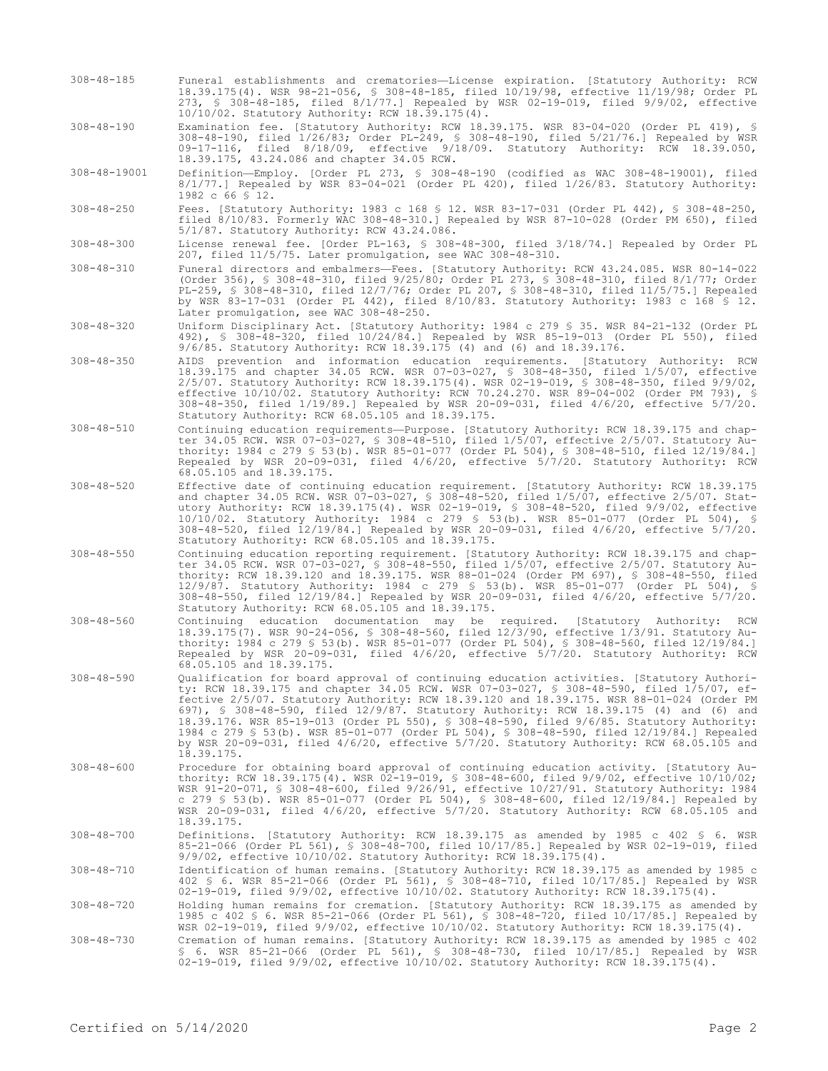308-48-185 Funeral establishments and crematories—License expiration. [Statutory Authority: RCW 18.39.175(4). WSR 98-21-056, § 308-48-185, filed 10/19/98, effective 11/19/98; Order PL 273, § 308-48-185, filed 8/1/77.] Repealed by WSR 02-19-019, filed 9/9/02, effective 10/10/02. Statutory Authority: RCW 18.39.175(4).

308-48-190 Examination fee. [Statutory Authority: RCW 18.39.175. WSR 83-04-020 (Order PL 419), § 308-48-190, filed 1/26/83; Order PL-249, § 308-48-190, filed 5/21/76.] Repealed by WSR 09-17-116, filed 8/18/09, effective 9/18/09. Statutory Authority: RCW 18.39.050, 18.39.175, 43.24.086 and chapter 34.05 RCW.

308-48-19001 Definition—Employ. [Order PL 273, § 308-48-190 (codified as WAC 308-48-19001), filed 8/1/77.] Repealed by WSR 83-04-021 (Order PL 420), filed 1/26/83. Statutory Authority: 1982 c 66 § 12.

308-48-250 Fees. [Statutory Authority: 1983 c 168 § 12. WSR 83-17-031 (Order PL 442), § 308-48-250, filed 8/10/83. Formerly WAC 308-48-310.] Repealed by WSR 87-10-028 (Order PM 650), filed 5/1/87. Statutory Authority: RCW 43.24.086.

308-48-300 License renewal fee. [Order PL-163, § 308-48-300, filed 3/18/74.] Repealed by Order PL 207, filed 11/5/75. Later promulgation, see WAC 308-48-310.

308-48-310 Funeral directors and embalmers—Fees. [Statutory Authority: RCW 43.24.085. WSR 80-14-022 (Order 356), § 308-48-310, filed 9/25/80; Order PL 273, § 308-48-310, filed 8/1/77; Order PL-259, § 308-48-310, filed 12/7/76; Order PL 207, § 308-48-310, filed 11/5/75.] Repealed by WSR 83-17-031 (Order PL 442), filed 8/10/83. Statutory Authority: 1983 c 168 § 12. Later promulgation, see WAC 308-48-250.

308-48-320 Uniform Disciplinary Act. [Statutory Authority: 1984 c 279 § 35. WSR 84-21-132 (Order PL 492), § 308-48-320, filed 10/24/84.] Repealed by WSR 85-19-013 (Order PL 550), filed 9/6/85. Statutory Authority: RCW 18.39.175 (4) and (6) and 18.39.176.

308-48-350 AIDS prevention and information education requirements. [Statutory Authority: RCW 18.39.175 and chapter 34.05 RCW. WSR 07-03-027, § 308-48-350, filed 1/5/07, effective 2/5/07. Statutory Authority: RCW 18.39.175(4). WSR 02-19-019, § 308-48-350, filed 9/9/02, effective 10/10/02. Statutory Authority: RCW 70.24.270. WSR 89-04-002 (Order PM 793), § 308-48-350, filed 1/19/89.] Repealed by WSR 20-09-031, filed 4/6/20, effective 5/7/20. Statutory Authority: RCW 68.05.105 and 18.39.175.

308-48-510 Continuing education requirements—Purpose. [Statutory Authority: RCW 18.39.175 and chapter 34.05 RCW. WSR 07-03-027, § 308-48-510, filed 1/5/07, effective 2/5/07. Statutory Authority: 1984 c 279 § 53(b). WSR 85-01-077 (Order PL 504), § 308-48-510, filed 12/19/84.] Repealed by WSR 20-09-031, filed 4/6/20, effective 5/7/20. Statutory Authority: RCW 68.05.105 and 18.39.175.

308-48-520 Effective date of continuing education requirement. [Statutory Authority: RCW 18.39.175 and chapter 34.05 RCW. WSR 07-03-027, § 308-48-520, filed 1/5/07, effective 2/5/07. Statutory Authority: RCW 18.39.175(4). WSR 02-19-019, § 308-48-520, filed 9/9/02, effective 10/10/02. Statutory Authority: 1984 c 279 § 53(b). WSR 85-01-077 (Order PL 504), § 308-48-520, filed 12/19/84.] Repealed by WSR 20-09-031, filed 4/6/20, effective 5/7/20. Statutory Authority: RCW 68.05.105 and 18.39.175.

308-48-550 Continuing education reporting requirement. [Statutory Authority: RCW 18.39.175 and chapter 34.05 RCW. WSR 07-03-027, § 308-48-550, filed 1/5/07, effective 2/5/07. Statutory Authority: RCW 18.39.120 and 18.39.175. WSR 88-01-024 (Order PM 697), § 308-48-550, filed 12/9/87. Statutory Authority: 1984 c 279 § 53(b). WSR 85-01-077 (Order PL 504), § 308-48-550, filed 12/19/84.] Repealed by WSR 20-09-031, filed 4/6/20, effective 5/7/20. Statutory Authority: RCW 68.05.105 and 18.39.175.

308-48-560 Continuing education documentation may be required. [Statutory Authority: RCW 18.39.175(7). WSR 90-24-056, § 308-48-560, filed 12/3/90, effective 1/3/91. Statutory Authority: 1984 c 279 § 53(b). WSR 85-01-077 (Order PL 504), § 308-48-560, filed 12/19/84.] Repealed by WSR 20-09-031, filed 4/6/20, effective 5/7/20. Statutory Authority: RCW 68.05.105 and 18.39.175.

308-48-590 Qualification for board approval of continuing education activities. [Statutory Authority: RCW 18.39.175 and chapter 34.05 RCW. WSR 07-03-027, § 308-48-590, filed 1/5/07, effective 2/5/07. Statutory Authority: RCW 18.39.120 and 18.39.175. WSR 88-01-024 (Order PM 697), § 308-48-590, filed 12/9/87. Statutory Authority: RCW 18.39.175 (4) and (6) and 18.39.176. WSR 85-19-013 (Order PL 550), § 308-48-590, filed 9/6/85. Statutory Authority: 1984 c 279 § 53(b). WSR 85-01-077 (Order PL 504), § 308-48-590, filed 12/19/84.] Repealed by WSR 20-09-031, filed 4/6/20, effective 5/7/20. Statutory Authority: RCW 68.05.105 and 18.39.175.

308-48-600 Procedure for obtaining board approval of continuing education activity. [Statutory Authority: RCW 18.39.175(4). WSR 02-19-019, § 308-48-600, filed 9/9/02, effective 10/10/02; WSR 91-20-071, § 308-48-600, filed 9/26/91, effective 10/27/91. Statutory Authority: 1984 c 279 § 53(b). WSR 85-01-077 (Order PL 504), § 308-48-600, filed 12/19/84.] Repealed by WSR 20-09-031, filed 4/6/20, effective 5/7/20. Statutory Authority: RCW 68.05.105 and 18.39.175.

308-48-700 Definitions. [Statutory Authority: RCW 18.39.175 as amended by 1985 c 402 § 6. WSR 85-21-066 (Order PL 561), § 308-48-700, filed 10/17/85.] Repealed by WSR 02-19-019, filed 9/9/02, effective 10/10/02. Statutory Authority: RCW 18.39.175(4).

308-48-710 Identification of human remains. [Statutory Authority: RCW 18.39.175 as amended by 1985 c 402 § 6. WSR 85-21-066 (Order PL 561), § 308-48-710, filed 10/17/85.] Repealed by WSR 02-19-019, filed 9/9/02, effective 10/10/02. Statutory Authority: RCW 18.39.175(4).

308-48-720 Holding human remains for cremation. [Statutory Authority: RCW 18.39.175 as amended by 1985 c 402 § 6. WSR 85-21-066 (Order PL 561), § 308-48-720, filed 10/17/85.] Repealed by WSR 02-19-019, filed 9/9/02, effective 10/10/02. Statutory Authority: RCW 18.39.175(4).

308-48-730 Cremation of human remains. [Statutory Authority: RCW 18.39.175 as amended by 1985 c 402 § 6. WSR 85-21-066 (Order PL 561), § 308-48-730, filed 10/17/85.] Repealed by WSR 02-19-019, filed 9/9/02, effective 10/10/02. Statutory Authority: RCW 18.39.175(4).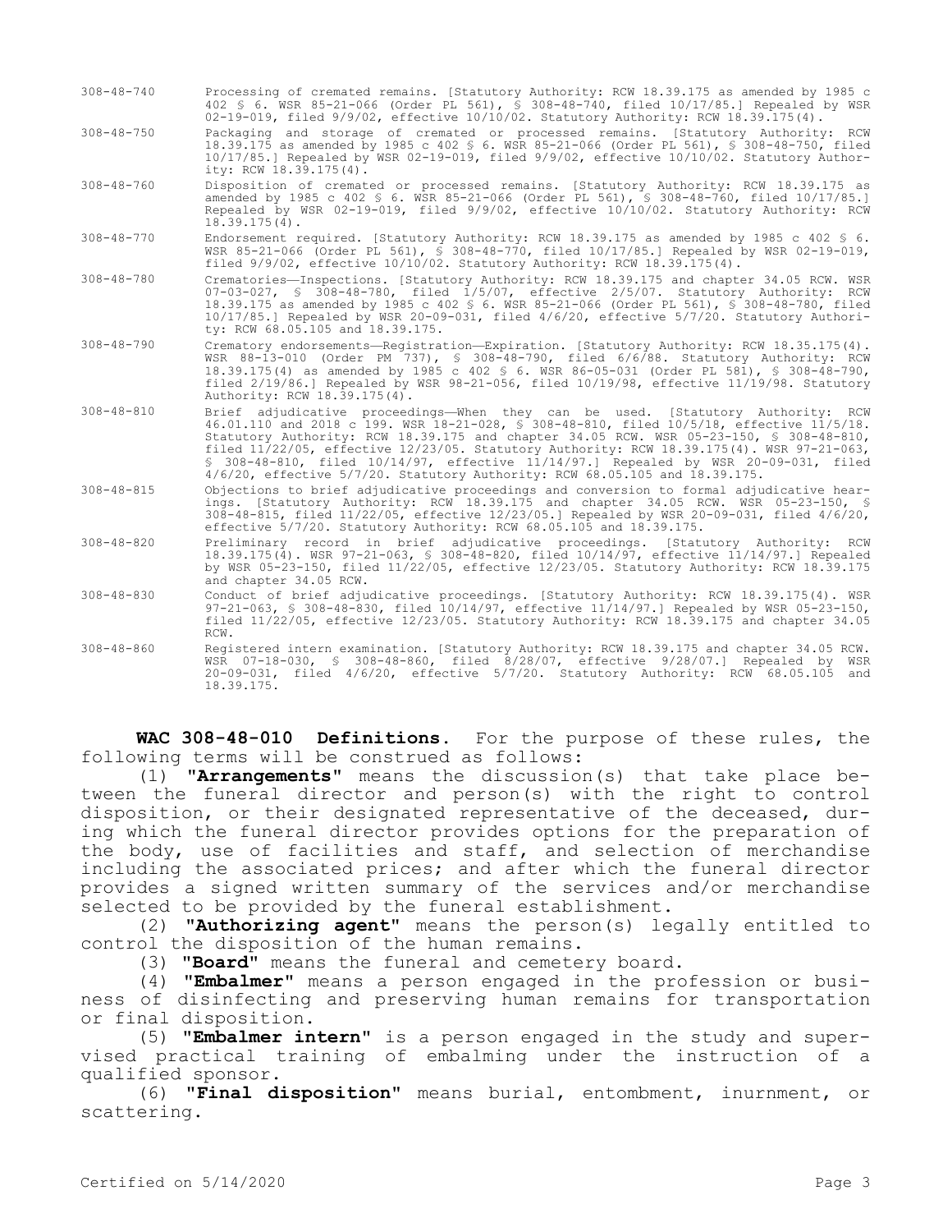| | |
|---|---|
| 308-48-740 | Processing of cremated remains. [Statutory Authority: RCW 18.39.175 as amended by 1985 c 402 § 6. WSR 85-21-066 (Order PL 561), § 308-48-740, filed 10/17/85.] Repealed by WSR 02-19-019, filed 9/9/02, effective 10/10/02. Statutory Authority: RCW 18.39.175(4). |
| 308-48-750 | Packaging and storage of cremated or processed remains. [Statutory Authority: RCW 18.39.175 as amended by 1985 c 402 § 6. WSR 85-21-066 (Order PL 561), § 308-48-750, filed 10/17/85.] Repealed by WSR 02-19-019, filed 9/9/02, effective 10/10/02. Statutory Authority: RCW 18.39.175(4). |
| 308-48-760 | Disposition of cremated or processed remains. [Statutory Authority: RCW 18.39.175 as amended by 1985 c 402 § 6. WSR 85-21-066 (Order PL 561), § 308-48-760, filed 10/17/85.] Repealed by WSR 02-19-019, filed 9/9/02, effective 10/10/02. Statutory Authority: RCW 18.39.175(4). |
| 308-48-770 | Endorsement required. [Statutory Authority: RCW 18.39.175 as amended by 1985 c 402 § 6. WSR 85-21-066 (Order PL 561), § 308-48-770, filed 10/17/85.] Repealed by WSR 02-19-019, filed 9/9/02, effective 10/10/02. Statutory Authority: RCW 18.39.175(4). |
| 308-48-780 | Crematories—Inspections. [Statutory Authority: RCW 18.39.175 and chapter 34.05 RCW. WSR 07-03-027, § 308-48-780, filed 1/5/07, effective 2/5/07. Statutory Authority: RCW 18.39.175 as amended by 1985 c 402 § 6. WSR 85-21-066 (Order PL 561), § 308-48-780, filed 10/17/85.] Repealed by WSR 20-09-031, filed 4/6/20, effective 5/7/20. Statutory Authority: RCW 68.05.105 and 18.39.175. |
| 308-48-790 | Crematory endorsements—Registration—Expiration. [Statutory Authority: RCW 18.35.175(4). WSR 88-13-010 (Order PM 737), § 308-48-790, filed 6/6/88. Statutory Authority: RCW 18.39.175(4) as amended by 1985 c 402 § 6. WSR 86-05-031 (Order PL 581), § 308-48-790, filed 2/19/86.] Repealed by WSR 98-21-056, filed 10/19/98, effective 11/19/98. Statutory Authority: RCW 18.39.175(4). |
| 308-48-810 | Brief adjudicative proceedings—When they can be used. [Statutory Authority: RCW 46.01.110 and 2018 c 199. WSR 18-21-028, § 308-48-810, filed 10/5/18, effective 11/5/18. Statutory Authority: RCW 18.39.175 and chapter 34.05 RCW. WSR 05-23-150, § 308-48-810, filed 11/22/05, effective 12/23/05. Statutory Authority: RCW 18.39.175(4). WSR 97-21-063, § 308-48-810, filed 10/14/97, effective 11/14/97.] Repealed by WSR 20-09-031, filed 4/6/20, effective 5/7/20. Statutory Authority: RCW 68.05.105 and 18.39.175. |
| 308-48-815 | Objections to brief adjudicative proceedings and conversion to formal adjudicative hearings. [Statutory Authority: RCW 18.39.175 and chapter 34.05 RCW. WSR 05-23-150, § 308-48-815, filed 11/22/05, effective 12/23/05.] Repealed by WSR 20-09-031, filed 4/6/20, effective 5/7/20. Statutory Authority: RCW 68.05.105 and 18.39.175. |
| 308-48-820 | Preliminary record in brief adjudicative proceedings. [Statutory Authority: RCW 18.39.175(4). WSR 97-21-063, § 308-48-820, filed 10/14/97, effective 11/14/97.] Repealed by WSR 05-23-150, filed 11/22/05, effective 12/23/05. Statutory Authority: RCW 18.39.175 and chapter 34.05 RCW. |
| 308-48-830 | Conduct of brief adjudicative proceedings. [Statutory Authority: RCW 18.39.175(4). WSR 97-21-063, § 308-48-830, filed 10/14/97, effective 11/14/97.] Repealed by WSR 05-23-150, filed 11/22/05, effective 12/23/05. Statutory Authority: RCW 18.39.175 and chapter 34.05 RCW. |
| 308-48-860 | Registered intern examination. [Statutory Authority: RCW 18.39.175 and chapter 34.05 RCW. WSR 07-18-030, § 308-48-860, filed 8/28/07, effective 9/28/07.] Repealed by WSR 20-09-031, filed 4/6/20, effective 5/7/20. Statutory Authority: RCW 68.05.105 and 18.39.175. |

**WAC 308-48-010 Definitions.** For the purpose of these rules, the following terms will be construed as follows:

(1) **"Arrangements"** means the discussion(s) that take place between the funeral director and person(s) with the right to control disposition, or their designated representative of the deceased, during which the funeral director provides options for the preparation of the body, use of facilities and staff, and selection of merchandise including the associated prices; and after which the funeral director provides a signed written summary of the services and/or merchandise selected to be provided by the funeral establishment.

(2) **"Authorizing agent"** means the person(s) legally entitled to control the disposition of the human remains.

(3) **"Board"** means the funeral and cemetery board.

(4) **"Embalmer"** means a person engaged in the profession or business of disinfecting and preserving human remains for transportation or final disposition.

(5) **"Embalmer intern"** is a person engaged in the study and supervised practical training of embalming under the instruction of a qualified sponsor.

(6) **"Final disposition"** means burial, entombment, inurnment, or scattering.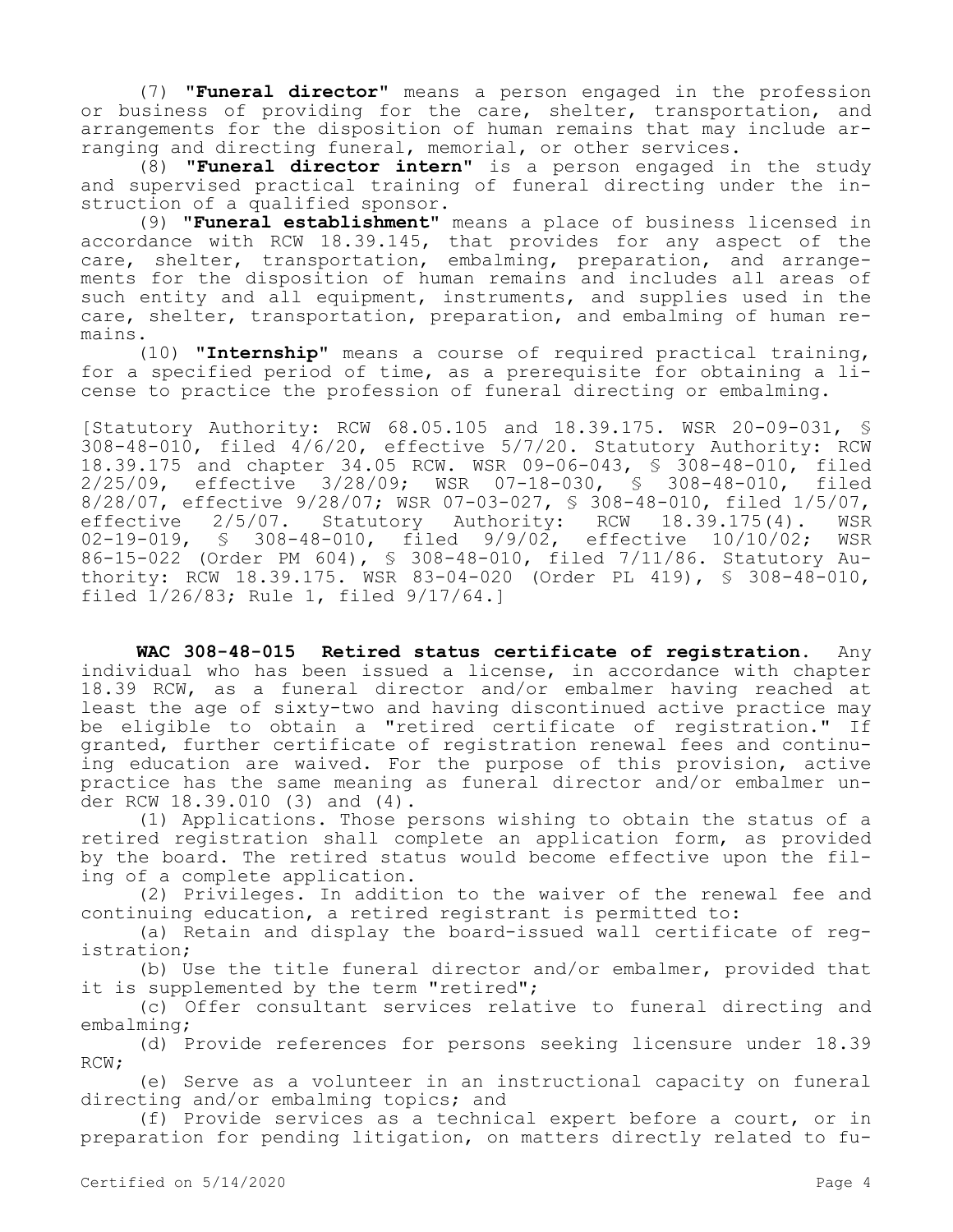(7) "**Funeral director**" means a person engaged in the profession or business of providing for the care, shelter, transportation, and arrangements for the disposition of human remains that may include arranging and directing funeral, memorial, or other services.

(8) "**Funeral director intern**" is a person engaged in the study and supervised practical training of funeral directing under the instruction of a qualified sponsor.

(9) "**Funeral establishment**" means a place of business licensed in accordance with RCW 18.39.145, that provides for any aspect of the care, shelter, transportation, embalming, preparation, and arrangements for the disposition of human remains and includes all areas of such entity and all equipment, instruments, and supplies used in the care, shelter, transportation, preparation, and embalming of human remains.

(10) "**Internship**" means a course of required practical training, for a specified period of time, as a prerequisite for obtaining a license to practice the profession of funeral directing or embalming.

[Statutory Authority: RCW 68.05.105 and 18.39.175. WSR 20-09-031, § 308-48-010, filed 4/6/20, effective 5/7/20. Statutory Authority: RCW 18.39.175 and chapter 34.05 RCW. WSR 09-06-043, § 308-48-010, filed 2/25/09, effective 3/28/09; WSR 07-18-030, § 308-48-010, filed 8/28/07, effective 9/28/07; WSR 07-03-027, § 308-48-010, filed 1/5/07, effective 2/5/07. Statutory Authority: RCW 18.39.175(4). WSR 02-19-019, § 308-48-010, filed 9/9/02, effective 10/10/02; WSR 86-15-022 (Order PM 604), § 308-48-010, filed 7/11/86. Statutory Authority: RCW 18.39.175. WSR 83-04-020 (Order PL 419), § 308-48-010, filed 1/26/83; Rule 1, filed 9/17/64.]

**WAC 308-48-015 Retired status certificate of registration.** Any individual who has been issued a license, in accordance with chapter 18.39 RCW, as a funeral director and/or embalmer having reached at least the age of sixty-two and having discontinued active practice may be eligible to obtain a "retired certificate of registration." If granted, further certificate of registration renewal fees and continuing education are waived. For the purpose of this provision, active practice has the same meaning as funeral director and/or embalmer under RCW 18.39.010 (3) and (4).

(1) Applications. Those persons wishing to obtain the status of a retired registration shall complete an application form, as provided by the board. The retired status would become effective upon the filing of a complete application.

(2) Privileges. In addition to the waiver of the renewal fee and continuing education, a retired registrant is permitted to:

(a) Retain and display the board-issued wall certificate of registration;

(b) Use the title funeral director and/or embalmer, provided that it is supplemented by the term "retired";

(c) Offer consultant services relative to funeral directing and embalming;

(d) Provide references for persons seeking licensure under 18.39 RCW;

(e) Serve as a volunteer in an instructional capacity on funeral directing and/or embalming topics; and

(f) Provide services as a technical expert before a court, or in preparation for pending litigation, on matters directly related to fu-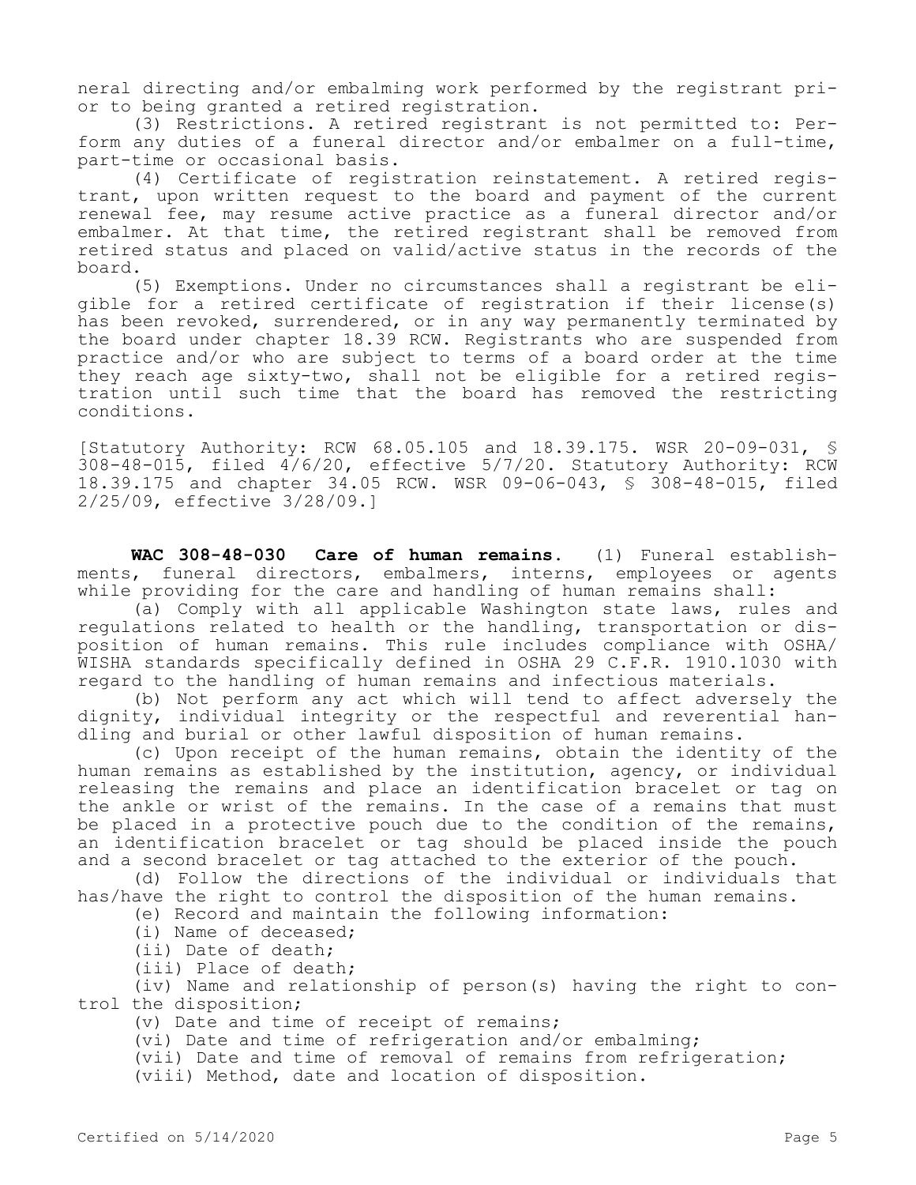neral directing and/or embalming work performed by the registrant prior to being granted a retired registration.

(3) Restrictions. A retired registrant is not permitted to: Perform any duties of a funeral director and/or embalmer on a full-time, part-time or occasional basis.

(4) Certificate of registration reinstatement. A retired registrant, upon written request to the board and payment of the current renewal fee, may resume active practice as a funeral director and/or embalmer. At that time, the retired registrant shall be removed from retired status and placed on valid/active status in the records of the board.

(5) Exemptions. Under no circumstances shall a registrant be eligible for a retired certificate of registration if their license(s) has been revoked, surrendered, or in any way permanently terminated by the board under chapter 18.39 RCW. Registrants who are suspended from practice and/or who are subject to terms of a board order at the time they reach age sixty-two, shall not be eligible for a retired registration until such time that the board has removed the restricting conditions.

[Statutory Authority: RCW 68.05.105 and 18.39.175. WSR 20-09-031, § 308-48-015, filed 4/6/20, effective 5/7/20. Statutory Authority: RCW 18.39.175 and chapter 34.05 RCW. WSR 09-06-043, § 308-48-015, filed 2/25/09, effective 3/28/09.]

**WAC 308-48-030 Care of human remains.** (1) Funeral establishments, funeral directors, embalmers, interns, employees or agents while providing for the care and handling of human remains shall:

(a) Comply with all applicable Washington state laws, rules and regulations related to health or the handling, transportation or disposition of human remains. This rule includes compliance with OSHA/WISHA standards specifically defined in OSHA 29 C.F.R. 1910.1030 with regard to the handling of human remains and infectious materials.

(b) Not perform any act which will tend to affect adversely the dignity, individual integrity or the respectful and reverential handling and burial or other lawful disposition of human remains.

(c) Upon receipt of the human remains, obtain the identity of the human remains as established by the institution, agency, or individual releasing the remains and place an identification bracelet or tag on the ankle or wrist of the remains. In the case of a remains that must be placed in a protective pouch due to the condition of the remains, an identification bracelet or tag should be placed inside the pouch and a second bracelet or tag attached to the exterior of the pouch.

(d) Follow the directions of the individual or individuals that has/have the right to control the disposition of the human remains.

(e) Record and maintain the following information:

(i) Name of deceased;

(ii) Date of death;

(iii) Place of death;

(iv) Name and relationship of person(s) having the right to control the disposition;

(v) Date and time of receipt of remains;

(vi) Date and time of refrigeration and/or embalming;

(vii) Date and time of removal of remains from refrigeration;

(viii) Method, date and location of disposition.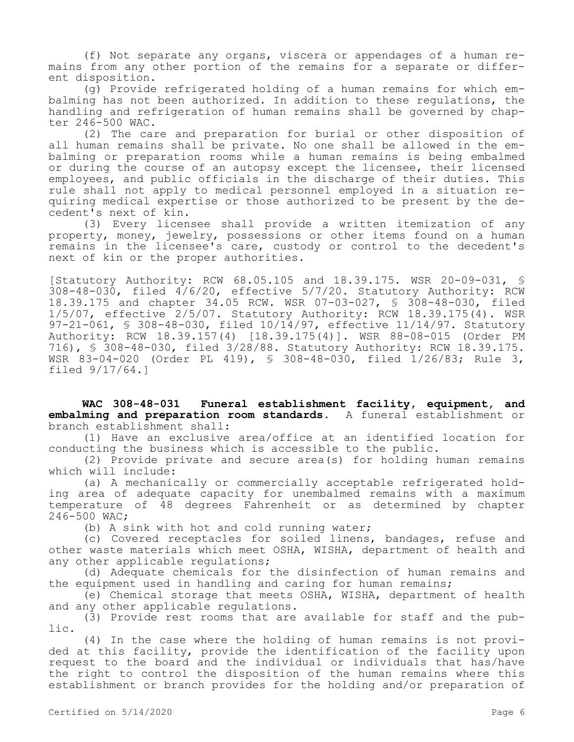(f) Not separate any organs, viscera or appendages of a human remains from any other portion of the remains for a separate or different disposition.

(g) Provide refrigerated holding of a human remains for which embalming has not been authorized. In addition to these regulations, the handling and refrigeration of human remains shall be governed by chapter 246-500 WAC.

(2) The care and preparation for burial or other disposition of all human remains shall be private. No one shall be allowed in the embalming or preparation rooms while a human remains is being embalmed or during the course of an autopsy except the licensee, their licensed employees, and public officials in the discharge of their duties. This rule shall not apply to medical personnel employed in a situation requiring medical expertise or those authorized to be present by the decedent's next of kin.

(3) Every licensee shall provide a written itemization of any property, money, jewelry, possessions or other items found on a human remains in the licensee's care, custody or control to the decedent's next of kin or the proper authorities.

[Statutory Authority: RCW 68.05.105 and 18.39.175. WSR 20-09-031, § 308-48-030, filed 4/6/20, effective 5/7/20. Statutory Authority: RCW 18.39.175 and chapter 34.05 RCW. WSR 07-03-027, § 308-48-030, filed 1/5/07, effective 2/5/07. Statutory Authority: RCW 18.39.175(4). WSR 97-21-061, § 308-48-030, filed 10/14/97, effective 11/14/97. Statutory Authority: RCW 18.39.157(4) [18.39.175(4)]. WSR 88-08-015 (Order PM 716), § 308-48-030, filed 3/28/88. Statutory Authority: RCW 18.39.175. WSR 83-04-020 (Order PL 419), § 308-48-030, filed 1/26/83; Rule 3, filed 9/17/64.]

**WAC 308-48-031 Funeral establishment facility, equipment, and embalming and preparation room standards.** A funeral establishment or branch establishment shall:

(1) Have an exclusive area/office at an identified location for conducting the business which is accessible to the public.

(2) Provide private and secure area(s) for holding human remains which will include:

(a) A mechanically or commercially acceptable refrigerated holding area of adequate capacity for unembalmed remains with a maximum temperature of 48 degrees Fahrenheit or as determined by chapter 246-500 WAC;

(b) A sink with hot and cold running water;

(c) Covered receptacles for soiled linens, bandages, refuse and other waste materials which meet OSHA, WISHA, department of health and any other applicable regulations;

(d) Adequate chemicals for the disinfection of human remains and the equipment used in handling and caring for human remains;

(e) Chemical storage that meets OSHA, WISHA, department of health and any other applicable regulations.

(3) Provide rest rooms that are available for staff and the public.

(4) In the case where the holding of human remains is not provided at this facility, provide the identification of the facility upon request to the board and the individual or individuals that has/have the right to control the disposition of the human remains where this establishment or branch provides for the holding and/or preparation of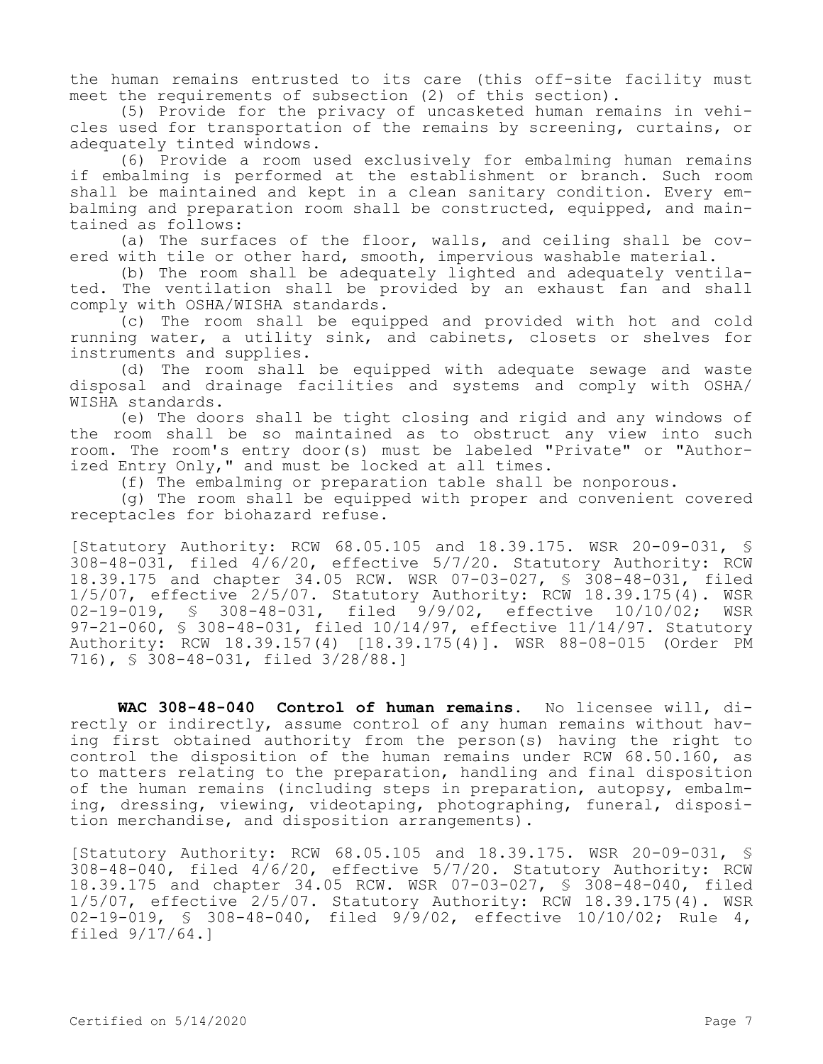the human remains entrusted to its care (this off-site facility must meet the requirements of subsection (2) of this section).

(5) Provide for the privacy of uncasketed human remains in vehicles used for transportation of the remains by screening, curtains, or adequately tinted windows.

(6) Provide a room used exclusively for embalming human remains if embalming is performed at the establishment or branch. Such room shall be maintained and kept in a clean sanitary condition. Every embalming and preparation room shall be constructed, equipped, and maintained as follows:

(a) The surfaces of the floor, walls, and ceiling shall be covered with tile or other hard, smooth, impervious washable material.

(b) The room shall be adequately lighted and adequately ventilated. The ventilation shall be provided by an exhaust fan and shall comply with OSHA/WISHA standards.

(c) The room shall be equipped and provided with hot and cold running water, a utility sink, and cabinets, closets or shelves for instruments and supplies.

(d) The room shall be equipped with adequate sewage and waste disposal and drainage facilities and systems and comply with OSHA/WISHA standards.

(e) The doors shall be tight closing and rigid and any windows of the room shall be so maintained as to obstruct any view into such room. The room's entry door(s) must be labeled "Private" or "Authorized Entry Only," and must be locked at all times.

(f) The embalming or preparation table shall be nonporous.

(g) The room shall be equipped with proper and convenient covered receptacles for biohazard refuse.

[Statutory Authority: RCW 68.05.105 and 18.39.175. WSR 20-09-031, § 308-48-031, filed 4/6/20, effective 5/7/20. Statutory Authority: RCW 18.39.175 and chapter 34.05 RCW. WSR 07-03-027, § 308-48-031, filed 1/5/07, effective 2/5/07. Statutory Authority: RCW 18.39.175(4). WSR 02-19-019, § 308-48-031, filed 9/9/02, effective 10/10/02; WSR 97-21-060, § 308-48-031, filed 10/14/97, effective 11/14/97. Statutory Authority: RCW 18.39.157(4) [18.39.175(4)]. WSR 88-08-015 (Order PM 716), § 308-48-031, filed 3/28/88.]

**WAC 308-48-040 Control of human remains.** No licensee will, directly or indirectly, assume control of any human remains without having first obtained authority from the person(s) having the right to control the disposition of the human remains under RCW 68.50.160, as to matters relating to the preparation, handling and final disposition of the human remains (including steps in preparation, autopsy, embalming, dressing, viewing, videotaping, photographing, funeral, disposition merchandise, and disposition arrangements).

[Statutory Authority: RCW 68.05.105 and 18.39.175. WSR 20-09-031, § 308-48-040, filed 4/6/20, effective 5/7/20. Statutory Authority: RCW 18.39.175 and chapter 34.05 RCW. WSR 07-03-027, § 308-48-040, filed 1/5/07, effective 2/5/07. Statutory Authority: RCW 18.39.175(4). WSR 02-19-019, § 308-48-040, filed 9/9/02, effective 10/10/02; Rule 4, filed 9/17/64.]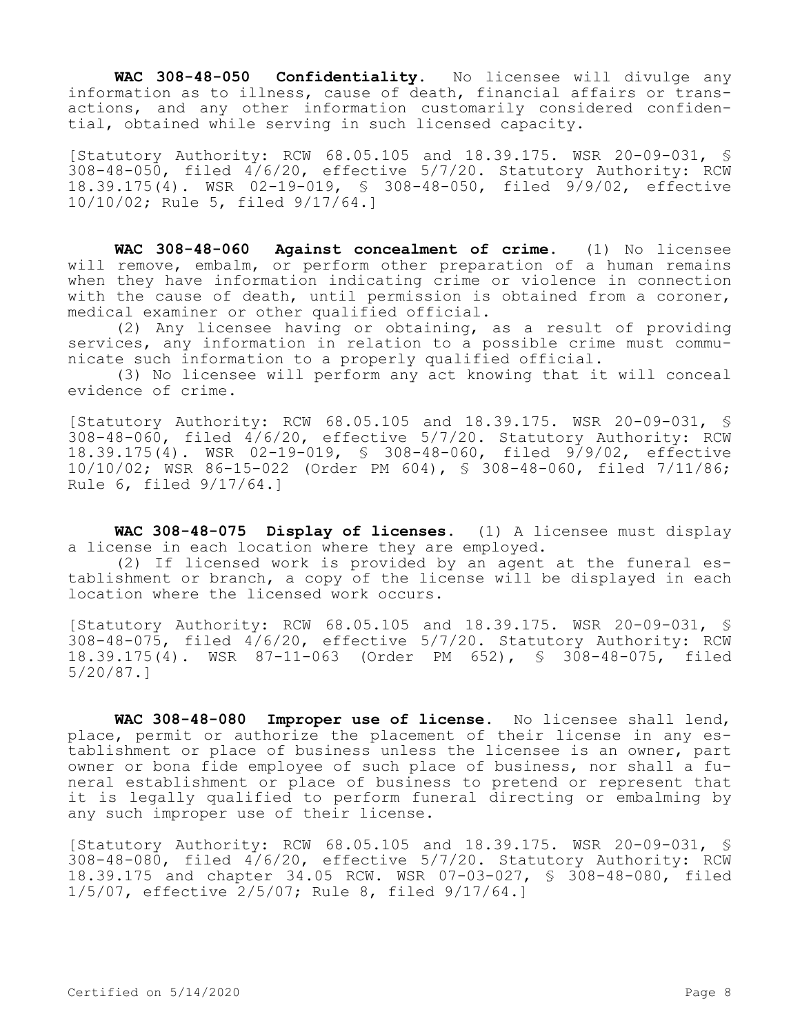**WAC 308-48-050 Confidentiality.** No licensee will divulge any information as to illness, cause of death, financial affairs or transactions, and any other information customarily considered confidential, obtained while serving in such licensed capacity.

[Statutory Authority: RCW 68.05.105 and 18.39.175. WSR 20-09-031, § 308-48-050, filed 4/6/20, effective 5/7/20. Statutory Authority: RCW 18.39.175(4). WSR 02-19-019, § 308-48-050, filed 9/9/02, effective 10/10/02; Rule 5, filed 9/17/64.]

**WAC 308-48-060 Against concealment of crime.** (1) No licensee will remove, embalm, or perform other preparation of a human remains when they have information indicating crime or violence in connection with the cause of death, until permission is obtained from a coroner, medical examiner or other qualified official.

(2) Any licensee having or obtaining, as a result of providing services, any information in relation to a possible crime must communicate such information to a properly qualified official.

(3) No licensee will perform any act knowing that it will conceal evidence of crime.

[Statutory Authority: RCW 68.05.105 and 18.39.175. WSR 20-09-031, § 308-48-060, filed 4/6/20, effective 5/7/20. Statutory Authority: RCW 18.39.175(4). WSR 02-19-019, § 308-48-060, filed 9/9/02, effective 10/10/02; WSR 86-15-022 (Order PM 604), § 308-48-060, filed 7/11/86; Rule 6, filed 9/17/64.]

**WAC 308-48-075 Display of licenses.** (1) A licensee must display a license in each location where they are employed.

(2) If licensed work is provided by an agent at the funeral establishment or branch, a copy of the license will be displayed in each location where the licensed work occurs.

[Statutory Authority: RCW 68.05.105 and 18.39.175. WSR 20-09-031, § 308-48-075, filed 4/6/20, effective 5/7/20. Statutory Authority: RCW 18.39.175(4). WSR 87-11-063 (Order PM 652), § 308-48-075, filed 5/20/87.]

**WAC 308-48-080 Improper use of license.** No licensee shall lend, place, permit or authorize the placement of their license in any establishment or place of business unless the licensee is an owner, part owner or bona fide employee of such place of business, nor shall a funeral establishment or place of business to pretend or represent that it is legally qualified to perform funeral directing or embalming by any such improper use of their license.

[Statutory Authority: RCW 68.05.105 and 18.39.175. WSR 20-09-031, § 308-48-080, filed 4/6/20, effective 5/7/20. Statutory Authority: RCW 18.39.175 and chapter 34.05 RCW. WSR 07-03-027, § 308-48-080, filed 1/5/07, effective 2/5/07; Rule 8, filed 9/17/64.]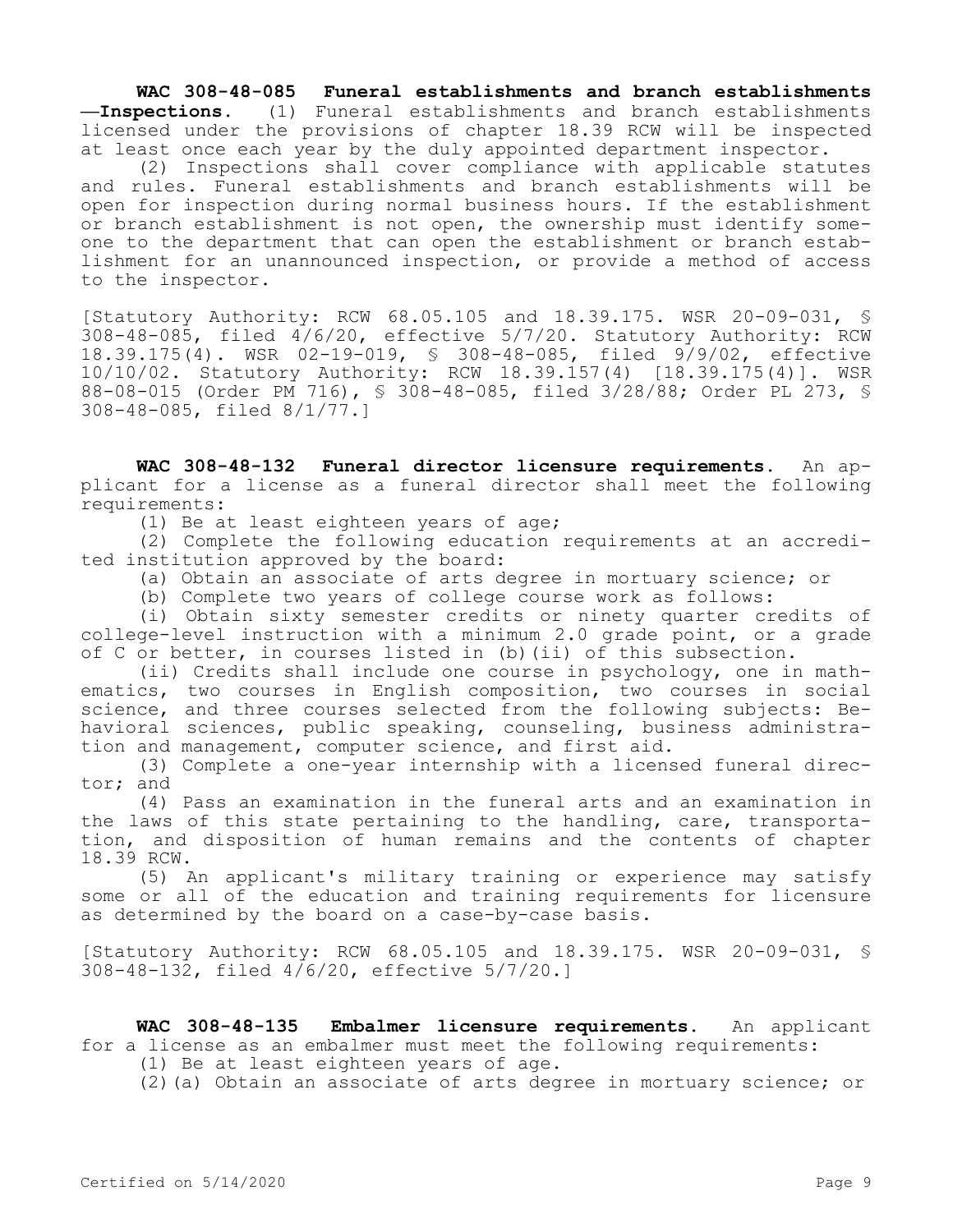**WAC 308-48-085 Funeral establishments and branch establishments —Inspections.** (1) Funeral establishments and branch establishments licensed under the provisions of chapter 18.39 RCW will be inspected at least once each year by the duly appointed department inspector.

(2) Inspections shall cover compliance with applicable statutes and rules. Funeral establishments and branch establishments will be open for inspection during normal business hours. If the establishment or branch establishment is not open, the ownership must identify someone to the department that can open the establishment or branch establishment for an unannounced inspection, or provide a method of access to the inspector.

[Statutory Authority: RCW 68.05.105 and 18.39.175. WSR 20-09-031, § 308-48-085, filed 4/6/20, effective 5/7/20. Statutory Authority: RCW 18.39.175(4). WSR 02-19-019, § 308-48-085, filed 9/9/02, effective 10/10/02. Statutory Authority: RCW 18.39.157(4) [18.39.175(4)]. WSR 88-08-015 (Order PM 716), § 308-48-085, filed 3/28/88; Order PL 273, § 308-48-085, filed 8/1/77.]

**WAC 308-48-132 Funeral director licensure requirements.** An applicant for a license as a funeral director shall meet the following requirements:

(1) Be at least eighteen years of age;

(2) Complete the following education requirements at an accredited institution approved by the board:

(a) Obtain an associate of arts degree in mortuary science; or

(b) Complete two years of college course work as follows:

(i) Obtain sixty semester credits or ninety quarter credits of college-level instruction with a minimum 2.0 grade point, or a grade of C or better, in courses listed in (b)(ii) of this subsection.

(ii) Credits shall include one course in psychology, one in mathematics, two courses in English composition, two courses in social science, and three courses selected from the following subjects: Behavioral sciences, public speaking, counseling, business administration and management, computer science, and first aid.

(3) Complete a one-year internship with a licensed funeral director; and

(4) Pass an examination in the funeral arts and an examination in the laws of this state pertaining to the handling, care, transportation, and disposition of human remains and the contents of chapter 18.39 RCW.

(5) An applicant's military training or experience may satisfy some or all of the education and training requirements for licensure as determined by the board on a case-by-case basis.

[Statutory Authority: RCW 68.05.105 and 18.39.175. WSR 20-09-031, § 308-48-132, filed 4/6/20, effective 5/7/20.]

**WAC 308-48-135 Embalmer licensure requirements.** An applicant for a license as an embalmer must meet the following requirements:

(1) Be at least eighteen years of age.

(2)(a) Obtain an associate of arts degree in mortuary science; or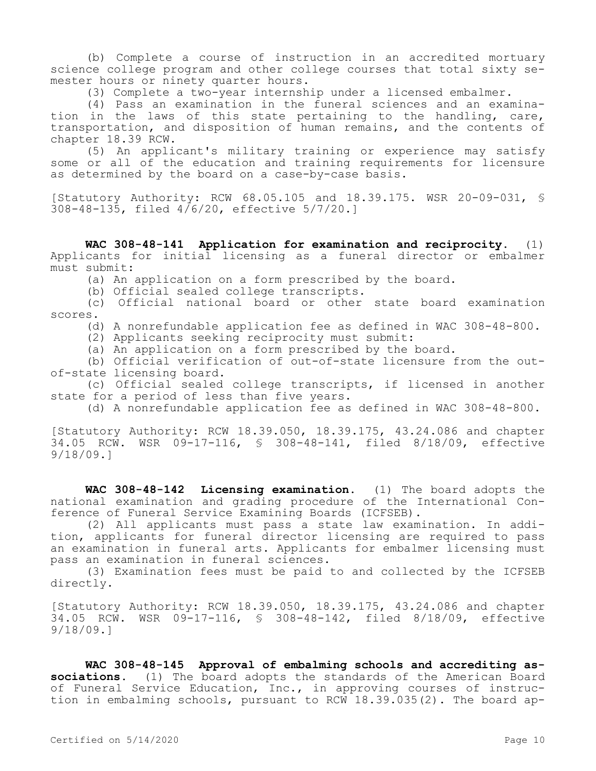(b) Complete a course of instruction in an accredited mortuary science college program and other college courses that total sixty semester hours or ninety quarter hours.

(3) Complete a two-year internship under a licensed embalmer.

(4) Pass an examination in the funeral sciences and an examination in the laws of this state pertaining to the handling, care, transportation, and disposition of human remains, and the contents of chapter 18.39 RCW.

(5) An applicant's military training or experience may satisfy some or all of the education and training requirements for licensure as determined by the board on a case-by-case basis.

[Statutory Authority: RCW 68.05.105 and 18.39.175. WSR 20-09-031, § 308-48-135, filed 4/6/20, effective 5/7/20.]

**WAC 308-48-141 Application for examination and reciprocity.** (1) Applicants for initial licensing as a funeral director or embalmer must submit:

(a) An application on a form prescribed by the board.

(b) Official sealed college transcripts.

(c) Official national board or other state board examination scores.

(d) A nonrefundable application fee as defined in WAC 308-48-800.

(2) Applicants seeking reciprocity must submit:

(a) An application on a form prescribed by the board.

(b) Official verification of out-of-state licensure from the out-of-state licensing board.

(c) Official sealed college transcripts, if licensed in another state for a period of less than five years.

(d) A nonrefundable application fee as defined in WAC 308-48-800.

[Statutory Authority: RCW 18.39.050, 18.39.175, 43.24.086 and chapter 34.05 RCW. WSR 09-17-116, § 308-48-141, filed 8/18/09, effective 9/18/09.]

**WAC 308-48-142 Licensing examination.** (1) The board adopts the national examination and grading procedure of the International Conference of Funeral Service Examining Boards (ICFSEB).

(2) All applicants must pass a state law examination. In addition, applicants for funeral director licensing are required to pass an examination in funeral arts. Applicants for embalmer licensing must pass an examination in funeral sciences.

(3) Examination fees must be paid to and collected by the ICFSEB directly.

[Statutory Authority: RCW 18.39.050, 18.39.175, 43.24.086 and chapter 34.05 RCW. WSR 09-17-116, § 308-48-142, filed 8/18/09, effective 9/18/09.]

**WAC 308-48-145 Approval of embalming schools and accrediting associations.** (1) The board adopts the standards of the American Board of Funeral Service Education, Inc., in approving courses of instruction in embalming schools, pursuant to RCW 18.39.035(2). The board ap-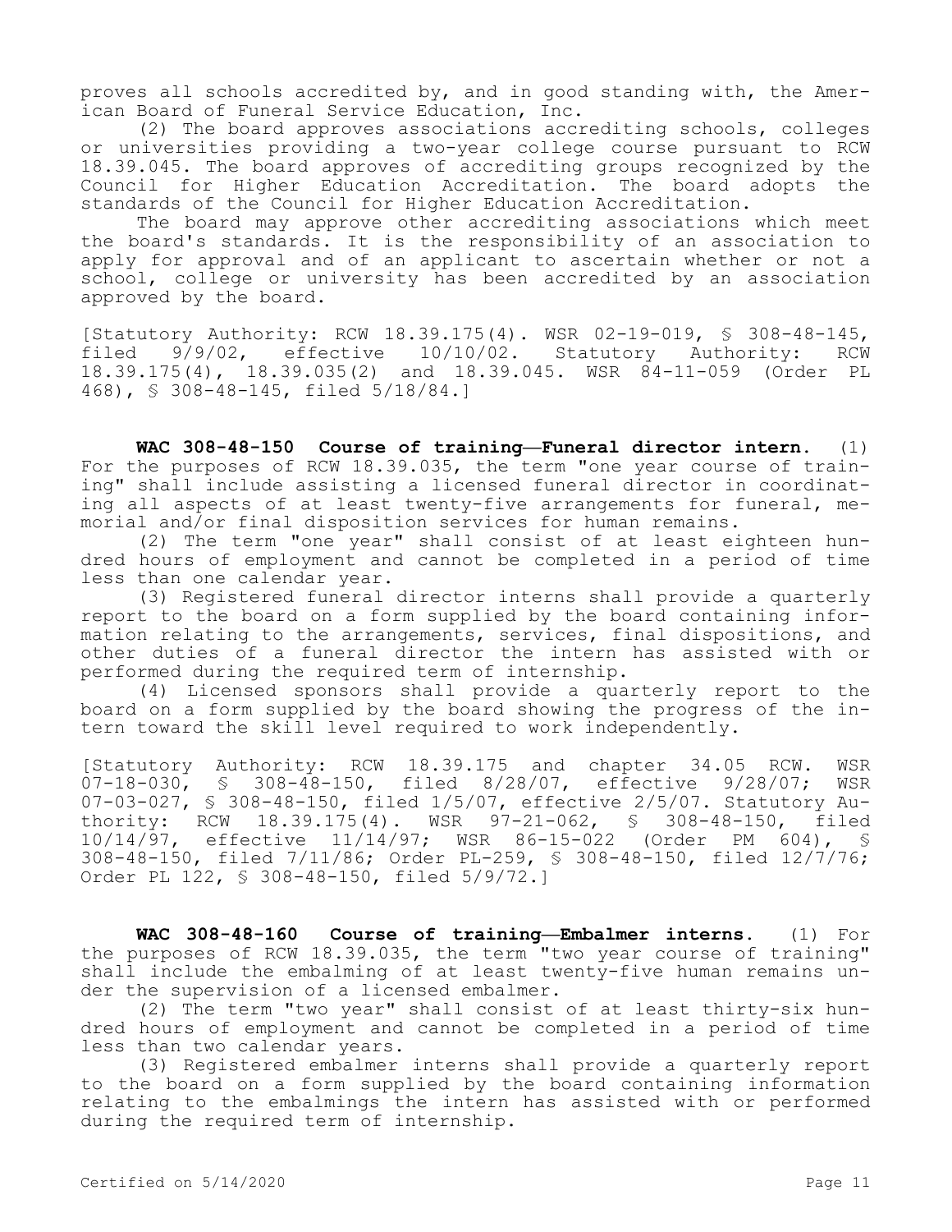proves all schools accredited by, and in good standing with, the American Board of Funeral Service Education, Inc.

(2) The board approves associations accrediting schools, colleges or universities providing a two-year college course pursuant to RCW 18.39.045. The board approves of accrediting groups recognized by the Council for Higher Education Accreditation. The board adopts the standards of the Council for Higher Education Accreditation.

The board may approve other accrediting associations which meet the board's standards. It is the responsibility of an association to apply for approval and of an applicant to ascertain whether or not a school, college or university has been accredited by an association approved by the board.

[Statutory Authority: RCW 18.39.175(4). WSR 02-19-019, § 308-48-145, filed 9/9/02, effective 10/10/02. Statutory Authority: RCW 18.39.175(4), 18.39.035(2) and 18.39.045. WSR 84-11-059 (Order PL 468), § 308-48-145, filed 5/18/84.]

**WAC 308-48-150 Course of training—Funeral director intern.** (1) For the purposes of RCW 18.39.035, the term "one year course of training" shall include assisting a licensed funeral director in coordinating all aspects of at least twenty-five arrangements for funeral, memorial and/or final disposition services for human remains.

(2) The term "one year" shall consist of at least eighteen hundred hours of employment and cannot be completed in a period of time less than one calendar year.

(3) Registered funeral director interns shall provide a quarterly report to the board on a form supplied by the board containing information relating to the arrangements, services, final dispositions, and other duties of a funeral director the intern has assisted with or performed during the required term of internship.

(4) Licensed sponsors shall provide a quarterly report to the board on a form supplied by the board showing the progress of the intern toward the skill level required to work independently.

[Statutory Authority: RCW 18.39.175 and chapter 34.05 RCW. WSR 07-18-030, § 308-48-150, filed 8/28/07, effective 9/28/07; WSR 07-03-027, § 308-48-150, filed 1/5/07, effective 2/5/07. Statutory Authority: RCW 18.39.175(4). WSR 97-21-062, § 308-48-150, filed 10/14/97, effective 11/14/97; WSR 86-15-022 (Order PM 604), § 308-48-150, filed 7/11/86; Order PL-259, § 308-48-150, filed 12/7/76; Order PL 122, § 308-48-150, filed 5/9/72.]

**WAC 308-48-160 Course of training—Embalmer interns.** (1) For the purposes of RCW 18.39.035, the term "two year course of training" shall include the embalming of at least twenty-five human remains under the supervision of a licensed embalmer.

(2) The term "two year" shall consist of at least thirty-six hundred hours of employment and cannot be completed in a period of time less than two calendar years.

(3) Registered embalmer interns shall provide a quarterly report to the board on a form supplied by the board containing information relating to the embalmings the intern has assisted with or performed during the required term of internship.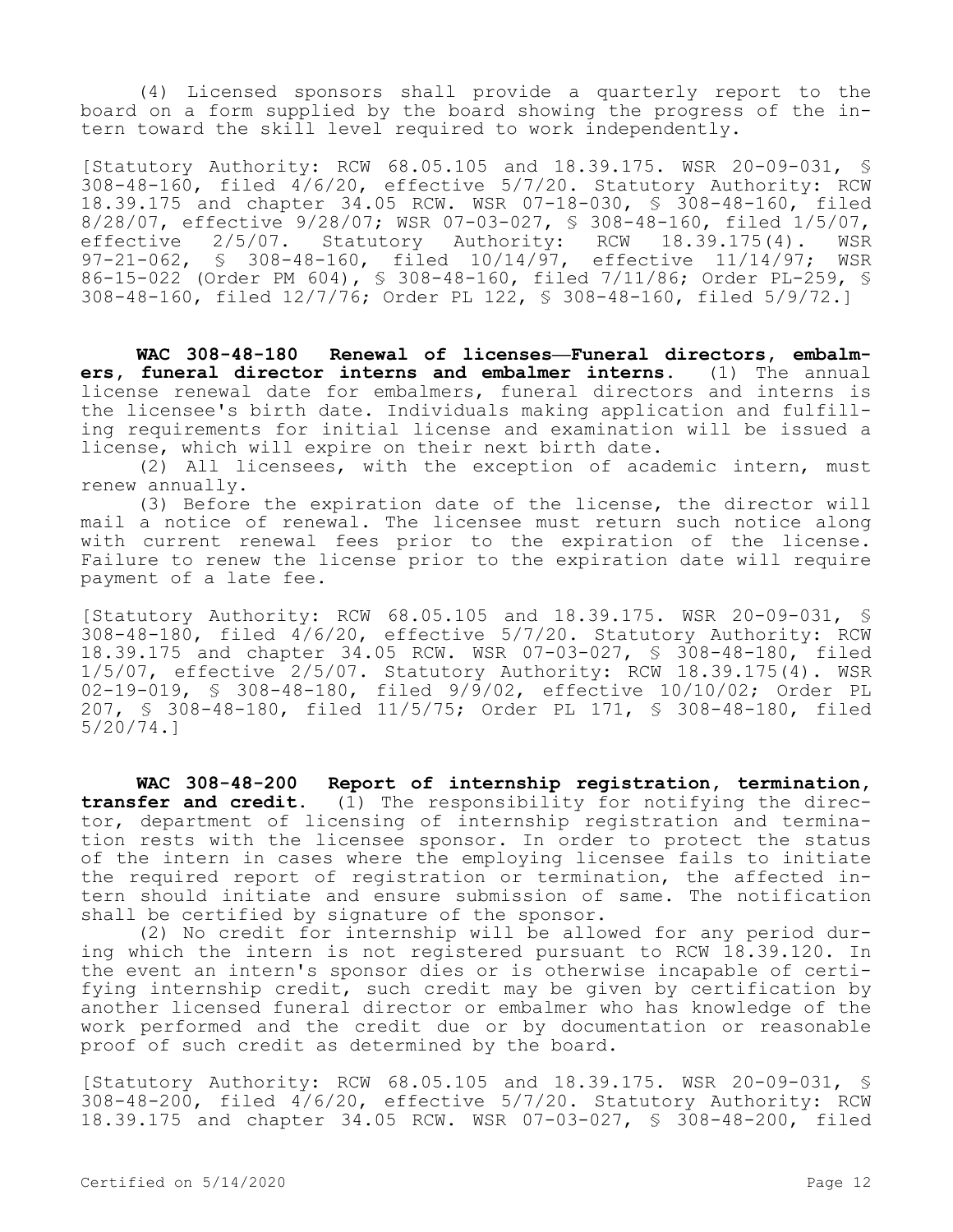(4) Licensed sponsors shall provide a quarterly report to the board on a form supplied by the board showing the progress of the intern toward the skill level required to work independently.

[Statutory Authority: RCW 68.05.105 and 18.39.175. WSR 20-09-031, § 308-48-160, filed 4/6/20, effective 5/7/20. Statutory Authority: RCW 18.39.175 and chapter 34.05 RCW. WSR 07-18-030, § 308-48-160, filed 8/28/07, effective 9/28/07; WSR 07-03-027, § 308-48-160, filed 1/5/07, effective 2/5/07. Statutory Authority: RCW 18.39.175(4). WSR 97-21-062, § 308-48-160, filed 10/14/97, effective 11/14/97; WSR 86-15-022 (Order PM 604), § 308-48-160, filed 7/11/86; Order PL-259, § 308-48-160, filed 12/7/76; Order PL 122, § 308-48-160, filed 5/9/72.]

**WAC 308-48-180 Renewal of licenses—Funeral directors, embalmers, funeral director interns and embalmer interns.** (1) The annual license renewal date for embalmers, funeral directors and interns is the licensee's birth date. Individuals making application and fulfilling requirements for initial license and examination will be issued a license, which will expire on their next birth date.

(2) All licensees, with the exception of academic intern, must renew annually.

(3) Before the expiration date of the license, the director will mail a notice of renewal. The licensee must return such notice along with current renewal fees prior to the expiration of the license. Failure to renew the license prior to the expiration date will require payment of a late fee.

[Statutory Authority: RCW 68.05.105 and 18.39.175. WSR 20-09-031, § 308-48-180, filed 4/6/20, effective 5/7/20. Statutory Authority: RCW 18.39.175 and chapter 34.05 RCW. WSR 07-03-027, § 308-48-180, filed 1/5/07, effective 2/5/07. Statutory Authority: RCW 18.39.175(4). WSR 02-19-019, § 308-48-180, filed 9/9/02, effective 10/10/02; Order PL 207, § 308-48-180, filed 11/5/75; Order PL 171, § 308-48-180, filed 5/20/74.]

**WAC 308-48-200 Report of internship registration, termination, transfer and credit.** (1) The responsibility for notifying the director, department of licensing of internship registration and termination rests with the licensee sponsor. In order to protect the status of the intern in cases where the employing licensee fails to initiate the required report of registration or termination, the affected intern should initiate and ensure submission of same. The notification shall be certified by signature of the sponsor.

(2) No credit for internship will be allowed for any period during which the intern is not registered pursuant to RCW 18.39.120. In the event an intern's sponsor dies or is otherwise incapable of certifying internship credit, such credit may be given by certification by another licensed funeral director or embalmer who has knowledge of the work performed and the credit due or by documentation or reasonable proof of such credit as determined by the board.

[Statutory Authority: RCW 68.05.105 and 18.39.175. WSR 20-09-031, § 308-48-200, filed 4/6/20, effective 5/7/20. Statutory Authority: RCW 18.39.175 and chapter 34.05 RCW. WSR 07-03-027, § 308-48-200, filed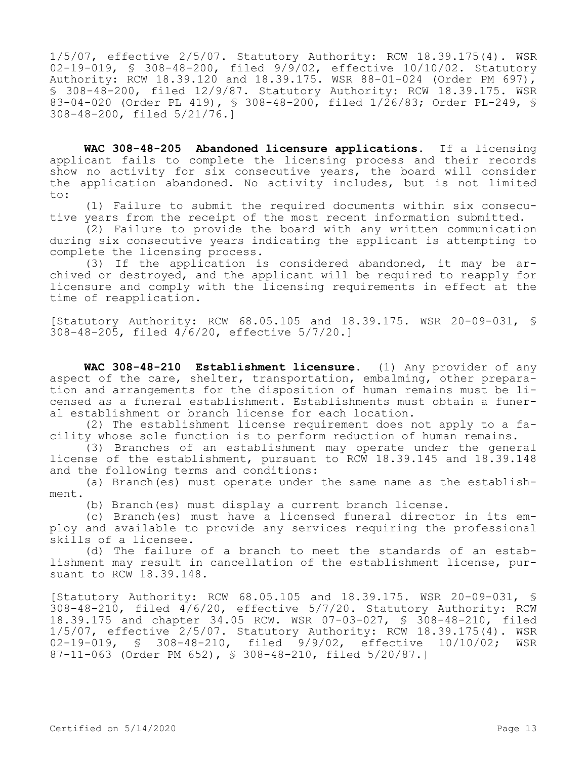1/5/07, effective 2/5/07. Statutory Authority: RCW 18.39.175(4). WSR 02-19-019, § 308-48-200, filed 9/9/02, effective 10/10/02. Statutory Authority: RCW 18.39.120 and 18.39.175. WSR 88-01-024 (Order PM 697), § 308-48-200, filed 12/9/87. Statutory Authority: RCW 18.39.175. WSR 83-04-020 (Order PL 419), § 308-48-200, filed 1/26/83; Order PL-249, § 308-48-200, filed 5/21/76.]

**WAC 308-48-205 Abandoned licensure applications.** If a licensing applicant fails to complete the licensing process and their records show no activity for six consecutive years, the board will consider the application abandoned. No activity includes, but is not limited to:

(1) Failure to submit the required documents within six consecutive years from the receipt of the most recent information submitted.

(2) Failure to provide the board with any written communication during six consecutive years indicating the applicant is attempting to complete the licensing process.

(3) If the application is considered abandoned, it may be archived or destroyed, and the applicant will be required to reapply for licensure and comply with the licensing requirements in effect at the time of reapplication.

[Statutory Authority: RCW 68.05.105 and 18.39.175. WSR 20-09-031, § 308-48-205, filed 4/6/20, effective 5/7/20.]

**WAC 308-48-210 Establishment licensure.** (1) Any provider of any aspect of the care, shelter, transportation, embalming, other preparation and arrangements for the disposition of human remains must be licensed as a funeral establishment. Establishments must obtain a funeral establishment or branch license for each location.

(2) The establishment license requirement does not apply to a facility whose sole function is to perform reduction of human remains.

(3) Branches of an establishment may operate under the general license of the establishment, pursuant to RCW 18.39.145 and 18.39.148 and the following terms and conditions:

(a) Branch(es) must operate under the same name as the establishment.

(b) Branch(es) must display a current branch license.

(c) Branch(es) must have a licensed funeral director in its employ and available to provide any services requiring the professional skills of a licensee.

(d) The failure of a branch to meet the standards of an establishment may result in cancellation of the establishment license, pursuant to RCW 18.39.148.

[Statutory Authority: RCW 68.05.105 and 18.39.175. WSR 20-09-031, § 308-48-210, filed 4/6/20, effective 5/7/20. Statutory Authority: RCW 18.39.175 and chapter 34.05 RCW. WSR 07-03-027, § 308-48-210, filed 1/5/07, effective 2/5/07. Statutory Authority: RCW 18.39.175(4). WSR 02-19-019, § 308-48-210, filed 9/9/02, effective 10/10/02; WSR 87-11-063 (Order PM 652), § 308-48-210, filed 5/20/87.]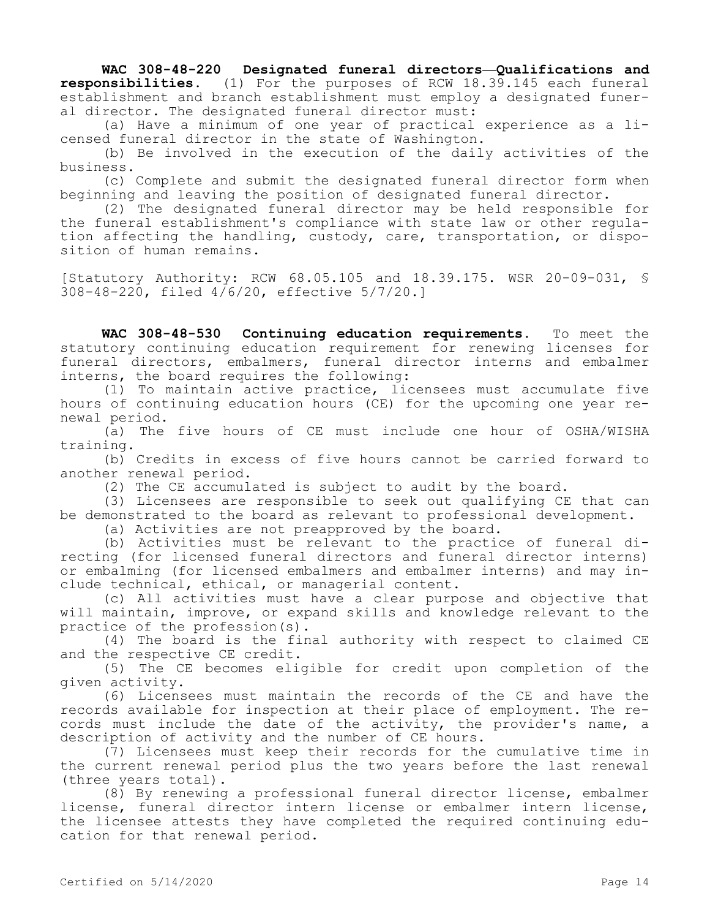**WAC 308-48-220 Designated funeral directors—Qualifications and responsibilities.** (1) For the purposes of RCW 18.39.145 each funeral establishment and branch establishment must employ a designated funeral director. The designated funeral director must:

(a) Have a minimum of one year of practical experience as a licensed funeral director in the state of Washington.

(b) Be involved in the execution of the daily activities of the business.

(c) Complete and submit the designated funeral director form when beginning and leaving the position of designated funeral director.

(2) The designated funeral director may be held responsible for the funeral establishment's compliance with state law or other regulation affecting the handling, custody, care, transportation, or disposition of human remains.

[Statutory Authority: RCW 68.05.105 and 18.39.175. WSR 20-09-031, § 308-48-220, filed 4/6/20, effective 5/7/20.]

**WAC 308-48-530 Continuing education requirements.** To meet the statutory continuing education requirement for renewing licenses for funeral directors, embalmers, funeral director interns and embalmer interns, the board requires the following:

(1) To maintain active practice, licensees must accumulate five hours of continuing education hours (CE) for the upcoming one year renewal period.

(a) The five hours of CE must include one hour of OSHA/WISHA training.

(b) Credits in excess of five hours cannot be carried forward to another renewal period.

(2) The CE accumulated is subject to audit by the board.

(3) Licensees are responsible to seek out qualifying CE that can be demonstrated to the board as relevant to professional development.

(a) Activities are not preapproved by the board.

(b) Activities must be relevant to the practice of funeral directing (for licensed funeral directors and funeral director interns) or embalming (for licensed embalmers and embalmer interns) and may include technical, ethical, or managerial content.

(c) All activities must have a clear purpose and objective that will maintain, improve, or expand skills and knowledge relevant to the practice of the profession(s).

(4) The board is the final authority with respect to claimed CE and the respective CE credit.

(5) The CE becomes eligible for credit upon completion of the given activity.

(6) Licensees must maintain the records of the CE and have the records available for inspection at their place of employment. The records must include the date of the activity, the provider's name, a description of activity and the number of CE hours.

(7) Licensees must keep their records for the cumulative time in the current renewal period plus the two years before the last renewal (three years total).

(8) By renewing a professional funeral director license, embalmer license, funeral director intern license or embalmer intern license, the licensee attests they have completed the required continuing education for that renewal period.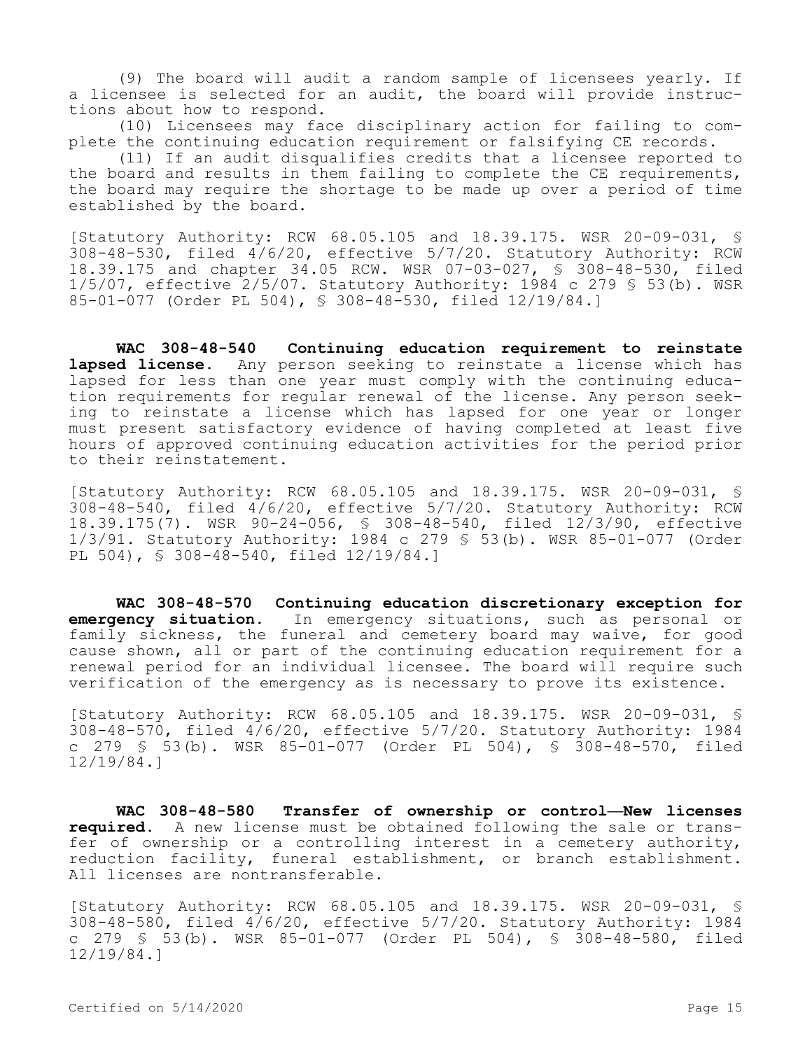(9) The board will audit a random sample of licensees yearly. If a licensee is selected for an audit, the board will provide instructions about how to respond.

(10) Licensees may face disciplinary action for failing to complete the continuing education requirement or falsifying CE records.

(11) If an audit disqualifies credits that a licensee reported to the board and results in them failing to complete the CE requirements, the board may require the shortage to be made up over a period of time established by the board.

[Statutory Authority: RCW 68.05.105 and 18.39.175. WSR 20-09-031, § 308-48-530, filed 4/6/20, effective 5/7/20. Statutory Authority: RCW 18.39.175 and chapter 34.05 RCW. WSR 07-03-027, § 308-48-530, filed 1/5/07, effective 2/5/07. Statutory Authority: 1984 c 279 § 53(b). WSR 85-01-077 (Order PL 504), § 308-48-530, filed 12/19/84.]

**WAC 308-48-540 Continuing education requirement to reinstate lapsed license.** Any person seeking to reinstate a license which has lapsed for less than one year must comply with the continuing education requirements for regular renewal of the license. Any person seeking to reinstate a license which has lapsed for one year or longer must present satisfactory evidence of having completed at least five hours of approved continuing education activities for the period prior to their reinstatement.

[Statutory Authority: RCW 68.05.105 and 18.39.175. WSR 20-09-031, § 308-48-540, filed 4/6/20, effective 5/7/20. Statutory Authority: RCW 18.39.175(7). WSR 90-24-056, § 308-48-540, filed 12/3/90, effective 1/3/91. Statutory Authority: 1984 c 279 § 53(b). WSR 85-01-077 (Order PL 504), § 308-48-540, filed 12/19/84.]

**WAC 308-48-570 Continuing education discretionary exception for emergency situation.** In emergency situations, such as personal or family sickness, the funeral and cemetery board may waive, for good cause shown, all or part of the continuing education requirement for a renewal period for an individual licensee. The board will require such verification of the emergency as is necessary to prove its existence.

[Statutory Authority: RCW 68.05.105 and 18.39.175. WSR 20-09-031, § 308-48-570, filed 4/6/20, effective 5/7/20. Statutory Authority: 1984 c 279 § 53(b). WSR 85-01-077 (Order PL 504), § 308-48-570, filed 12/19/84.]

**WAC 308-48-580 Transfer of ownership or control—New licenses required.** A new license must be obtained following the sale or transfer of ownership or a controlling interest in a cemetery authority, reduction facility, funeral establishment, or branch establishment. All licenses are nontransferable.

[Statutory Authority: RCW 68.05.105 and 18.39.175. WSR 20-09-031, § 308-48-580, filed 4/6/20, effective 5/7/20. Statutory Authority: 1984 c 279 § 53(b). WSR 85-01-077 (Order PL 504), § 308-48-580, filed 12/19/84.]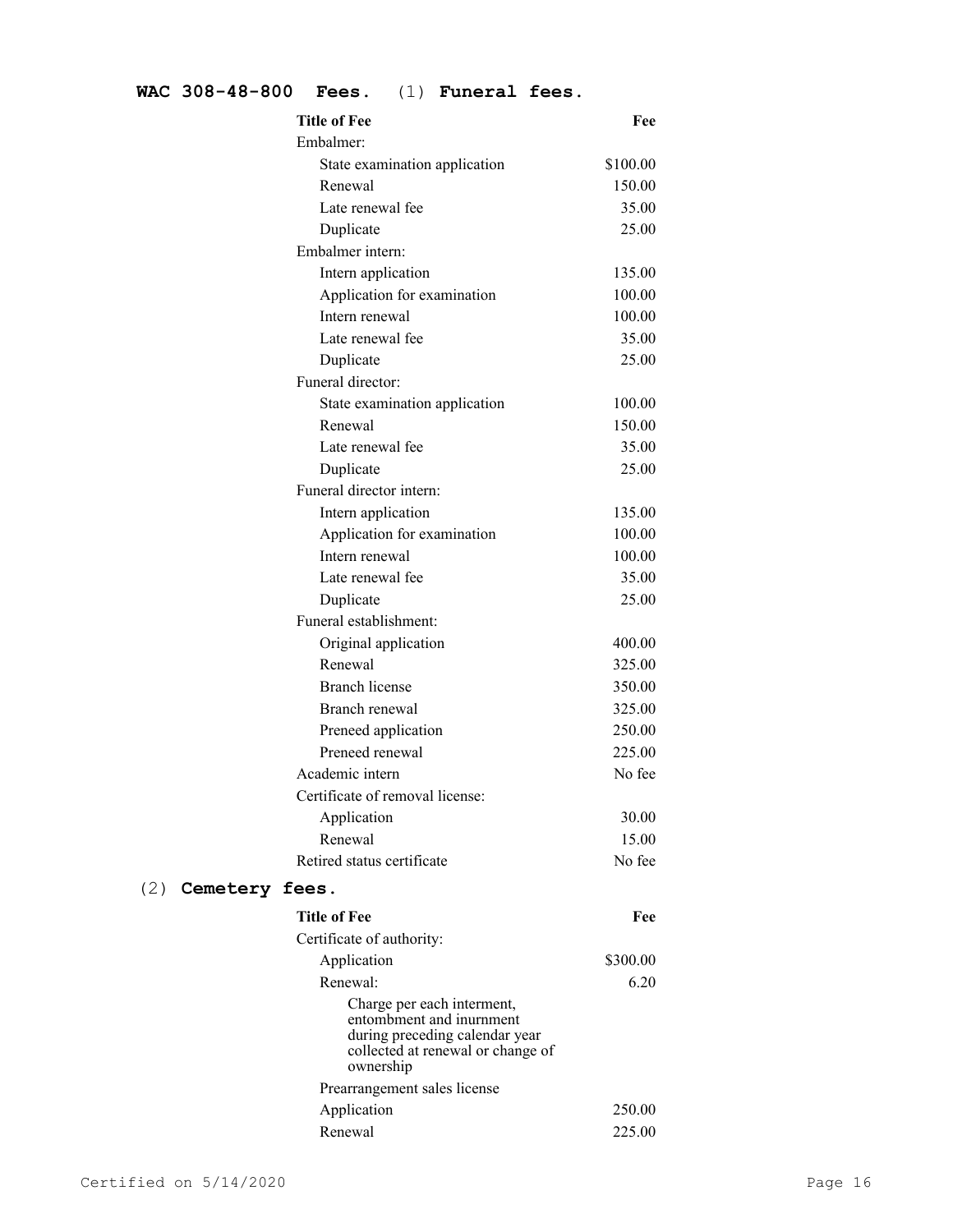**WAC 308-48-800 Fees.** (1) **Funeral fees.**

| Title of Fee | Fee |
|---|---|
| Embalmer: | |
| State examination application | $100.00 |
| Renewal | 150.00 |
| Late renewal fee | 35.00 |
| Duplicate | 25.00 |
| Embalmer intern: | |
| Intern application | 135.00 |
| Application for examination | 100.00 |
| Intern renewal | 100.00 |
| Late renewal fee | 35.00 |
| Duplicate | 25.00 |
| Funeral director: | |
| State examination application | 100.00 |
| Renewal | 150.00 |
| Late renewal fee | 35.00 |
| Duplicate | 25.00 |
| Funeral director intern: | |
| Intern application | 135.00 |
| Application for examination | 100.00 |
| Intern renewal | 100.00 |
| Late renewal fee | 35.00 |
| Duplicate | 25.00 |
| Funeral establishment: | |
| Original application | 400.00 |
| Renewal | 325.00 |
| Branch license | 350.00 |
| Branch renewal | 325.00 |
| Preneed application | 250.00 |
| Preneed renewal | 225.00 |
| Academic intern | No fee |
| Certificate of removal license: | |
| Application | 30.00 |
| Renewal | 15.00 |
| Retired status certificate | No fee |

(2) **Cemetery fees.**

| Title of Fee | Fee |
|---|---|
| Certificate of authority: | |
| Application | $300.00 |
| Renewal: | 6.20 |
| Charge per each interment, entombment and inurnment during preceding calendar year collected at renewal or change of ownership | |
| Prearrangement sales license | |
| Application | 250.00 |
| Renewal | 225.00 |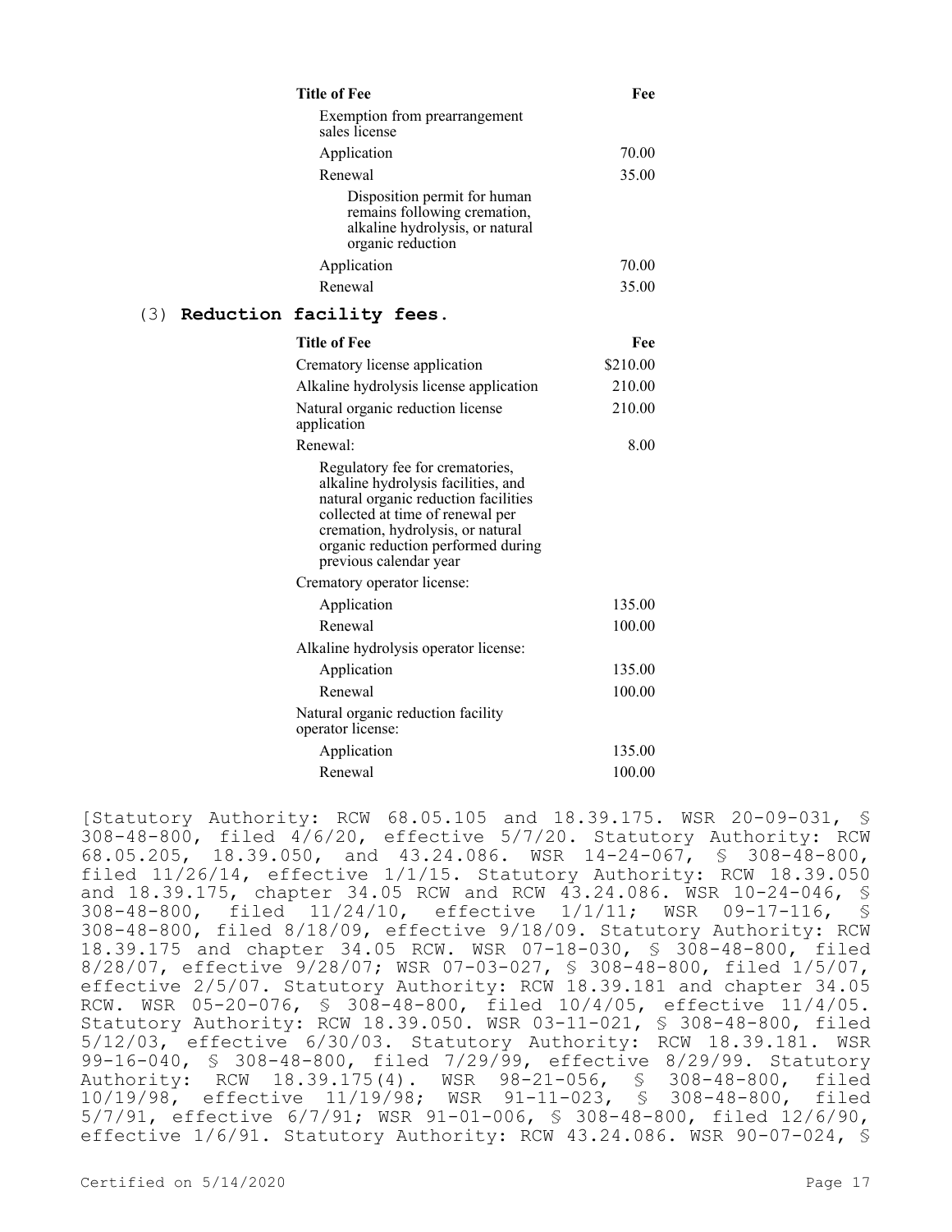| Title of Fee | Fee |
|---|---|
| Exemption from prearrangement sales license | |
| Application | 70.00 |
| Renewal | 35.00 |
| Disposition permit for human remains following cremation, alkaline hydrolysis, or natural organic reduction | |
| Application | 70.00 |
| Renewal | 35.00 |

(3) **Reduction facility fees.**

| Title of Fee | Fee |
|---|---|
| Crematory license application | $210.00 |
| Alkaline hydrolysis license application | 210.00 |
| Natural organic reduction license application | 210.00 |
| Renewal: | 8.00 |
| Regulatory fee for crematories, alkaline hydrolysis facilities, and natural organic reduction facilities collected at time of renewal per cremation, hydrolysis, or natural organic reduction performed during previous calendar year | |
| Crematory operator license: | |
| Application | 135.00 |
| Renewal | 100.00 |
| Alkaline hydrolysis operator license: | |
| Application | 135.00 |
| Renewal | 100.00 |
| Natural organic reduction facility operator license: | |
| Application | 135.00 |
| Renewal | 100.00 |

[Statutory Authority: RCW 68.05.105 and 18.39.175. WSR 20-09-031, § 308-48-800, filed 4/6/20, effective 5/7/20. Statutory Authority: RCW 68.05.205, 18.39.050, and 43.24.086. WSR 14-24-067, § 308-48-800, filed 11/26/14, effective 1/1/15. Statutory Authority: RCW 18.39.050 and 18.39.175, chapter 34.05 RCW and RCW 43.24.086. WSR 10-24-046, § 308-48-800, filed 11/24/10, effective 1/1/11; WSR 09-17-116, § 308-48-800, filed 8/18/09, effective 9/18/09. Statutory Authority: RCW 18.39.175 and chapter 34.05 RCW. WSR 07-18-030, § 308-48-800, filed 8/28/07, effective 9/28/07; WSR 07-03-027, § 308-48-800, filed 1/5/07, effective 2/5/07. Statutory Authority: RCW 18.39.181 and chapter 34.05 RCW. WSR 05-20-076, § 308-48-800, filed 10/4/05, effective 11/4/05. Statutory Authority: RCW 18.39.050. WSR 03-11-021, § 308-48-800, filed 5/12/03, effective 6/30/03. Statutory Authority: RCW 18.39.181. WSR 99-16-040, § 308-48-800, filed 7/29/99, effective 8/29/99. Statutory Authority: RCW 18.39.175(4). WSR 98-21-056, § 308-48-800, filed 10/19/98, effective 11/19/98; WSR 91-11-023, § 308-48-800, filed 5/7/91, effective 6/7/91; WSR 91-01-006, § 308-48-800, filed 12/6/90, effective 1/6/91. Statutory Authority: RCW 43.24.086. WSR 90-07-024, §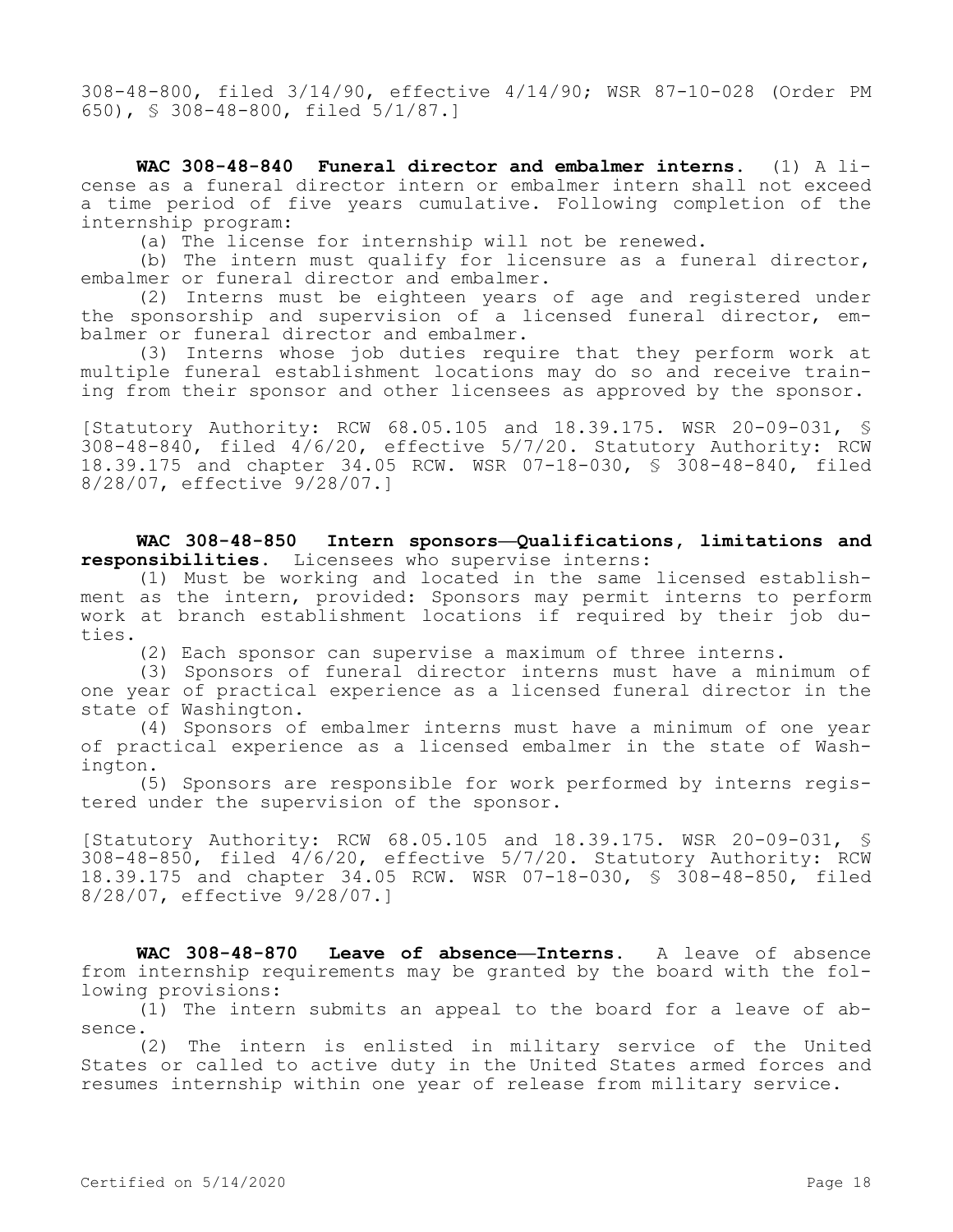308-48-800, filed 3/14/90, effective 4/14/90; WSR 87-10-028 (Order PM 650), § 308-48-800, filed 5/1/87.]

**WAC 308-48-840 Funeral director and embalmer interns.** (1) A license as a funeral director intern or embalmer intern shall not exceed a time period of five years cumulative. Following completion of the internship program:

(a) The license for internship will not be renewed.

(b) The intern must qualify for licensure as a funeral director, embalmer or funeral director and embalmer.

(2) Interns must be eighteen years of age and registered under the sponsorship and supervision of a licensed funeral director, embalmer or funeral director and embalmer.

(3) Interns whose job duties require that they perform work at multiple funeral establishment locations may do so and receive training from their sponsor and other licensees as approved by the sponsor.

[Statutory Authority: RCW 68.05.105 and 18.39.175. WSR 20-09-031, § 308-48-840, filed 4/6/20, effective 5/7/20. Statutory Authority: RCW 18.39.175 and chapter 34.05 RCW. WSR 07-18-030, § 308-48-840, filed 8/28/07, effective 9/28/07.]

**WAC 308-48-850 Intern sponsors—Qualifications, limitations and responsibilities.** Licensees who supervise interns:

(1) Must be working and located in the same licensed establishment as the intern, provided: Sponsors may permit interns to perform work at branch establishment locations if required by their job duties.

(2) Each sponsor can supervise a maximum of three interns.

(3) Sponsors of funeral director interns must have a minimum of one year of practical experience as a licensed funeral director in the state of Washington.

(4) Sponsors of embalmer interns must have a minimum of one year of practical experience as a licensed embalmer in the state of Washington.

(5) Sponsors are responsible for work performed by interns registered under the supervision of the sponsor.

[Statutory Authority: RCW 68.05.105 and 18.39.175. WSR 20-09-031, § 308-48-850, filed 4/6/20, effective 5/7/20. Statutory Authority: RCW 18.39.175 and chapter 34.05 RCW. WSR 07-18-030, § 308-48-850, filed 8/28/07, effective 9/28/07.]

**WAC 308-48-870 Leave of absence—Interns.** A leave of absence from internship requirements may be granted by the board with the following provisions:

(1) The intern submits an appeal to the board for a leave of absence.

(2) The intern is enlisted in military service of the United States or called to active duty in the United States armed forces and resumes internship within one year of release from military service.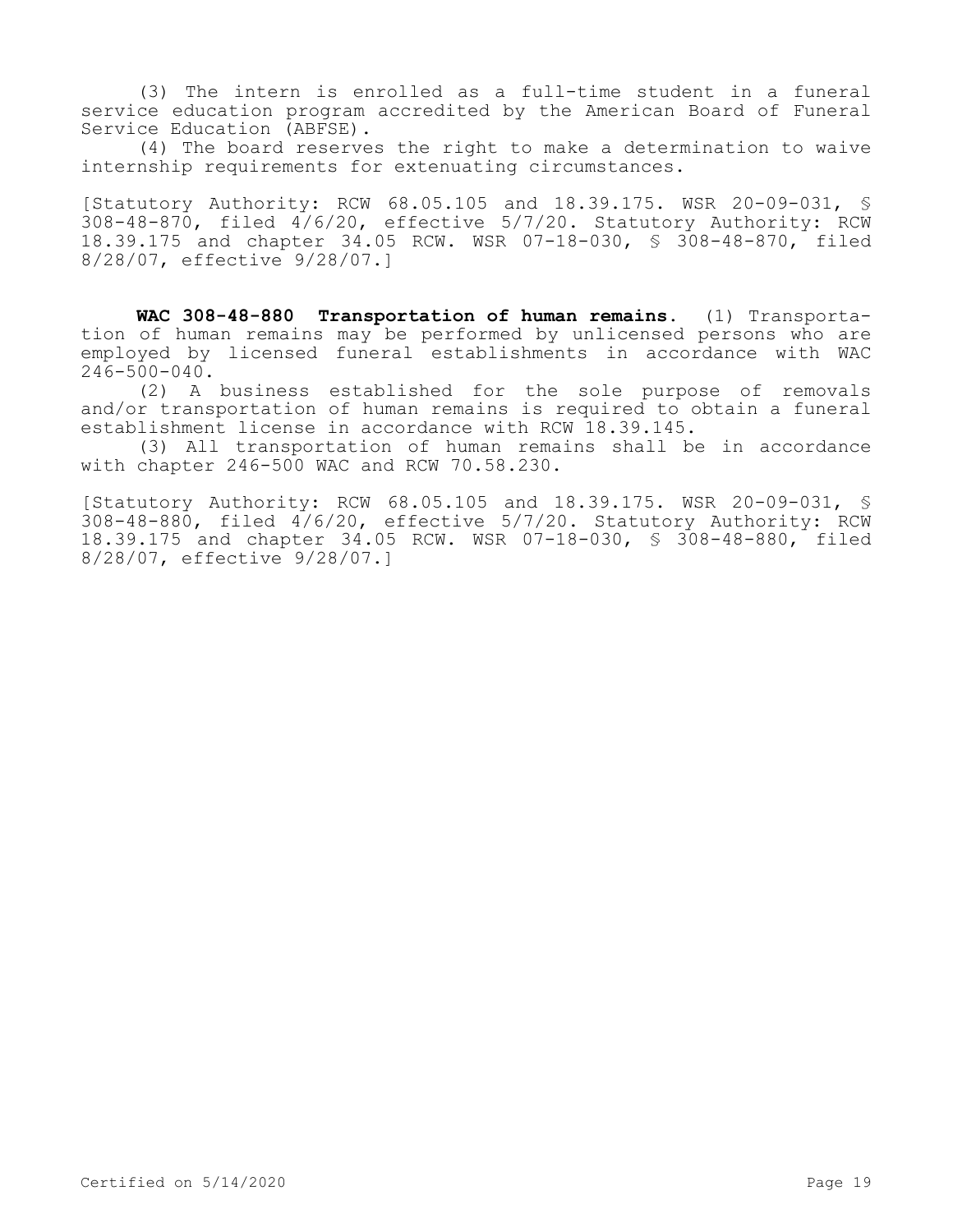(3) The intern is enrolled as a full-time student in a funeral service education program accredited by the American Board of Funeral Service Education (ABFSE).

(4) The board reserves the right to make a determination to waive internship requirements for extenuating circumstances.

[Statutory Authority: RCW 68.05.105 and 18.39.175. WSR 20-09-031, § 308-48-870, filed 4/6/20, effective 5/7/20. Statutory Authority: RCW 18.39.175 and chapter 34.05 RCW. WSR 07-18-030, § 308-48-870, filed 8/28/07, effective 9/28/07.]

**WAC 308-48-880 Transportation of human remains.** (1) Transportation of human remains may be performed by unlicensed persons who are employed by licensed funeral establishments in accordance with WAC 246-500-040.

(2) A business established for the sole purpose of removals and/or transportation of human remains is required to obtain a funeral establishment license in accordance with RCW 18.39.145.

(3) All transportation of human remains shall be in accordance with chapter 246-500 WAC and RCW 70.58.230.

[Statutory Authority: RCW 68.05.105 and 18.39.175. WSR 20-09-031, § 308-48-880, filed 4/6/20, effective 5/7/20. Statutory Authority: RCW 18.39.175 and chapter 34.05 RCW. WSR 07-18-030, § 308-48-880, filed 8/28/07, effective 9/28/07.]